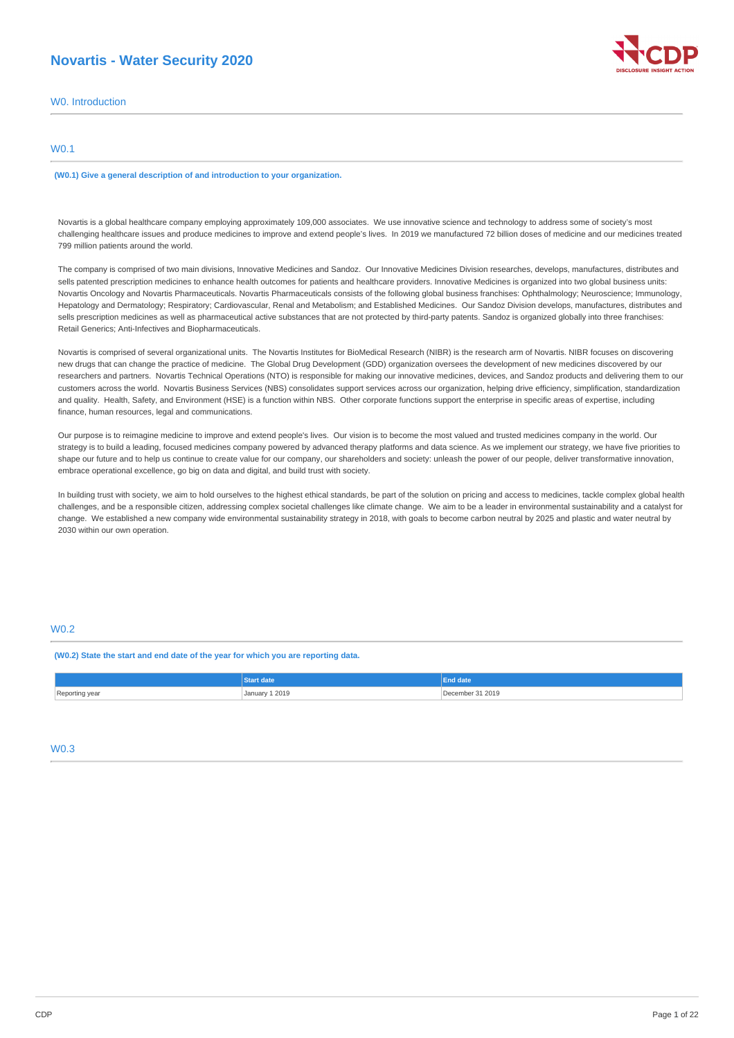# Novartis - Water Security 2020

## W0. Introduction

### W0.1

**(W0.1) Give a general description of and introduction to your organization.**

Novartis is a global healthcare company employing approximately 109,000 associates. We use innovative science and technology to address some of society's most challenging healthcare issues and produce medicines to improve and extend people's lives. In 2019 we manufactured 72 billion doses of medicine and our medicines treated 799 million patients around the world.

The company is comprised of two main divisions, Innovative Medicines and Sandoz. Our Innovative Medicines Division researches, develops, manufactures, distributes and sells patented prescription medicines to enhance health outcomes for patients and healthcare providers. Innovative Medicines is organized into two global business units: Novartis Oncology and Novartis Pharmaceuticals. Novartis Pharmaceuticals consists of the following global business franchises: Ophthalmology; Neuroscience; Immunology, Hepatology and Dermatology; Respiratory; Cardiovascular, Renal and Metabolism; and Established Medicines. Our Sandoz Division develops, manufactures, distributes and sells prescription medicines as well as pharmaceutical active substances that are not protected by third-party patents. Sandoz is organized globally into three franchises: Retail Generics; Anti-Infectives and Biopharmaceuticals.

Novartis is comprised of several organizational units. The Novartis Institutes for BioMedical Research (NIBR) is the research arm of Novartis. NIBR focuses on discovering new drugs that can change the practice of medicine. The Global Drug Development (GDD) organization oversees the development of new medicines discovered by our researchers and partners. Novartis Technical Operations (NTO) is responsible for making our innovative medicines, devices, and Sandoz products and delivering them to our customers across the world. Novartis Business Services (NBS) consolidates support services across our organization, helping drive efficiency, simplification, standardization and quality. Health, Safety, and Environment (HSE) is a function within NBS. Other corporate functions support the enterprise in specific areas of expertise, including finance, human resources, legal and communications.

Our purpose is to reimagine medicine to improve and extend people's lives. Our vision is to become the most valued and trusted medicines company in the world. Our strategy is to build a leading, focused medicines company powered by advanced therapy platforms and data science. As we implement our strategy, we have five priorities to shape our future and to help us continue to create value for our company, our shareholders and society: unleash the power of our people, deliver transformative innovation, embrace operational excellence, go big on data and digital, and build trust with society.

In building trust with society, we aim to hold ourselves to the highest ethical standards, be part of the solution on pricing and access to medicines, tackle complex global health challenges, and be a responsible citizen, addressing complex societal challenges like climate change. We aim to be a leader in environmental sustainability and a catalyst for change. We established a new company wide environmental sustainability strategy in 2018, with goals to become carbon neutral by 2025 and plastic and water neutral by 2030 within our own operation.

### W0.2

**(W0.2) State the start and end date of the year for which you are reporting data.**

| | Start date | End date |
|---|---|---|
| Reporting year | January 1 2019 | December 31 2019 |

### W0.3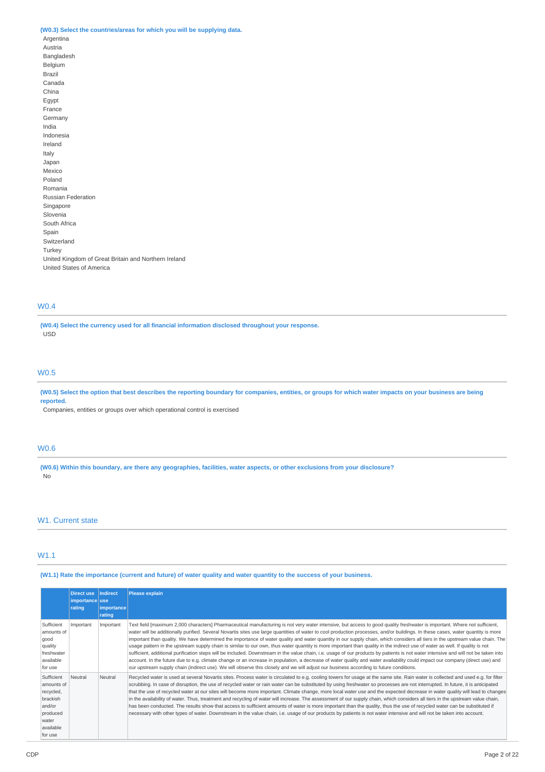**(W0.3) Select the countries/areas for which you will be supplying data.**

Argentina
Austria
Bangladesh
Belgium
Brazil
Canada
China
Egypt
France
Germany
India
Indonesia
Ireland
Italy
Japan
Mexico
Poland
Romania
Russian Federation
Singapore
Slovenia
South Africa
Spain
Switzerland
Turkey
United Kingdom of Great Britain and Northern Ireland
United States of America

## W0.4

**(W0.4) Select the currency used for all financial information disclosed throughout your response.**

USD

## W0.5

**(W0.5) Select the option that best describes the reporting boundary for companies, entities, or groups for which water impacts on your business are being reported.**

Companies, entities or groups over which operational control is exercised

## W0.6

**(W0.6) Within this boundary, are there any geographies, facilities, water aspects, or other exclusions from your disclosure?**

No

## W1. Current state

## W1.1

**(W1.1) Rate the importance (current and future) of water quality and water quantity to the success of your business.**

| | Direct use importance rating | Indirect use importance rating | Please explain |
|---|---|---|---|
| Sufficient amounts of good quality freshwater available for use | Important | Important | Text field [maximum 2,000 characters] Pharmaceutical manufacturing is not very water intensive, but access to good quality freshwater is important. Where not sufficient, water will be additionally purified. Several Novartis sites use large quantities of water to cool production processes, and/or buildings. In these cases, water quantity is more important than quality. We have determined the importance of water quality and water quantity in our supply chain, which considers all tiers in the upstream value chain. The usage pattern in the upstream supply chain is similar to our own, thus water quantity is more important than quality in the indirect use of water as well. If quality is not sufficient, additional purification steps will be included. Downstream in the value chain, i.e. usage of our products by patients is not water intensive and will not be taken into account. In the future due to e.g. climate change or an increase in population, a decrease of water quality and water availability could impact our company (direct use) and our upstream supply chain (indirect use). We will observe this closely and we will adjust our business according to future conditions. |
| Sufficient amounts of recycled, brackish and/or produced water available for use | Neutral | Neutral | Recycled water is used at several Novartis sites. Process water is circulated to e.g. cooling towers for usage at the same site. Rain water is collected and used e.g. for filter scrubbing. In case of disruption, the use of recycled water or rain water can be substituted by using freshwater so processes are not interrupted. In future, it is anticipated that the use of recycled water at our sites will become more important. Climate change, more local water use and the expected decrease in water quality will lead to changes in the availability of water. Thus, treatment and recycling of water will increase. The assessment of our supply chain, which considers all tiers in the upstream value chain, has been conducted. The results show that access to sufficient amounts of water is more important than the quality, thus the use of recycled water can be substituted if necessary with other types of water. Downstream in the value chain, i.e. usage of our products by patients is not water intensive and will not be taken into account. |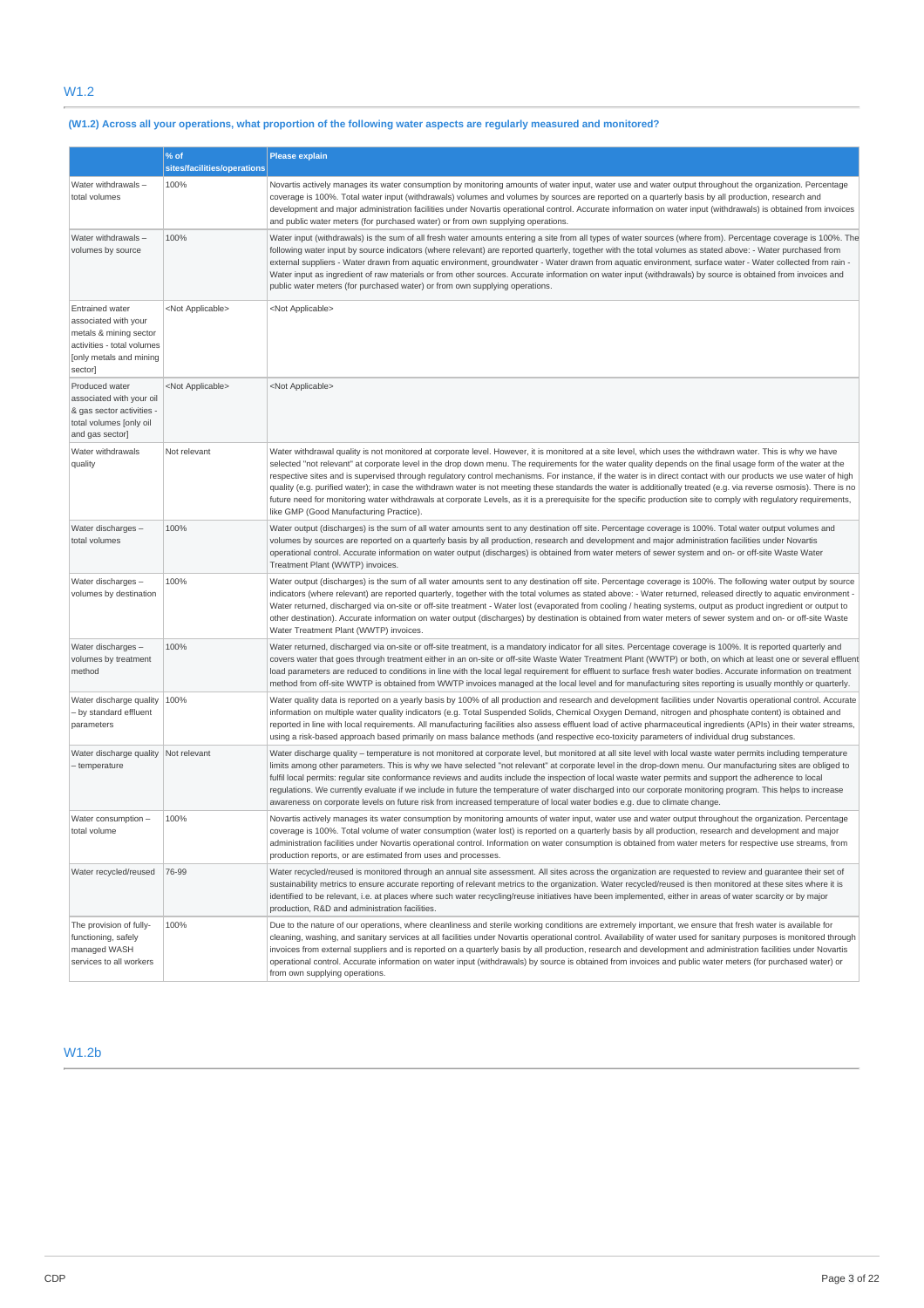## W1.2

### (W1.2) Across all your operations, what proportion of the following water aspects are regularly measured and monitored?

| | % of sites/facilities/operations | Please explain |
|---|---|---|
| Water withdrawals – total volumes | 100% | Novartis actively manages its water consumption by monitoring amounts of water input, water use and water output throughout the organization. Percentage coverage is 100%. Total water input (withdrawals) volumes and volumes by sources are reported on a quarterly basis by all production, research and development and major administration facilities under Novartis operational control. Accurate information on water input (withdrawals) is obtained from invoices and public water meters (for purchased water) or from own supplying operations. |
| Water withdrawals – volumes by source | 100% | Water input (withdrawals) is the sum of all fresh water amounts entering a site from all types of water sources (where from). Percentage coverage is 100%. The following water input by source indicators (where relevant) are reported quarterly, together with the total volumes as stated above: - Water purchased from external suppliers - Water drawn from aquatic environment, groundwater - Water drawn from aquatic environment, surface water - Water collected from rain - Water input as ingredient of raw materials or from other sources. Accurate information on water input (withdrawals) by source is obtained from invoices and public water meters (for purchased water) or from own supplying operations. |
| Entrained water associated with your metals & mining sector activities - total volumes [only metals and mining sector] | <Not Applicable> | <Not Applicable> |
| Produced water associated with your oil & gas sector activities - total volumes [only oil and gas sector] | <Not Applicable> | <Not Applicable> |
| Water withdrawals quality | Not relevant | Water withdrawal quality is not monitored at corporate level. However, it is monitored at a site level, which uses the withdrawn water. This is why we have selected "not relevant" at corporate level in the drop down menu. The requirements for the water quality depends on the final usage form of the water at the respective sites and is supervised through regulatory control mechanisms. For instance, if the water is in direct contact with our products we use water of high quality (e.g. purified water); in case the withdrawn water is not meeting these standards the water is additionally treated (e.g. via reverse osmosis). There is no future need for monitoring water withdrawals at corporate Levels, as it is a prerequisite for the specific production site to comply with regulatory requirements, like GMP (Good Manufacturing Practice). |
| Water discharges – total volumes | 100% | Water output (discharges) is the sum of all water amounts sent to any destination off site. Percentage coverage is 100%. Total water output volumes and volumes by sources are reported on a quarterly basis by all production, research and development and major administration facilities under Novartis operational control. Accurate information on water output (discharges) is obtained from water meters of sewer system and on- or off-site Waste Water Treatment Plant (WWTP) invoices. |
| Water discharges – volumes by destination | 100% | Water output (discharges) is the sum of all water amounts sent to any destination off site. Percentage coverage is 100%. The following water output by source indicators (where relevant) are reported quarterly, together with the total volumes as stated above: - Water returned, released directly to aquatic environment - Water returned, discharged via on-site or off-site treatment - Water lost (evaporated from cooling / heating systems, output as product ingredient or output to other destination). Accurate information on water output (discharges) by destination is obtained from water meters of sewer system and on- or off-site Waste Water Treatment Plant (WWTP) invoices. |
| Water discharges – volumes by treatment method | 100% | Water returned, discharged via on-site or off-site treatment, is a mandatory indicator for all sites. Percentage coverage is 100%. It is reported quarterly and covers water that goes through treatment either in an on-site or off-site Waste Water Treatment Plant (WWTP) or both, on which at least one or several effluent load parameters are reduced to conditions in line with the local legal requirement for effluent to surface fresh water bodies. Accurate information on treatment method from off-site WWTP is obtained from WWTP invoices managed at the local level and for manufacturing sites reporting is usually monthly or quarterly. |
| Water discharge quality – by standard effluent parameters | 100% | Water quality data is reported on a yearly basis by 100% of all production and research and development facilities under Novartis operational control. Accurate information on multiple water quality indicators (e.g. Total Suspended Solids, Chemical Oxygen Demand, nitrogen and phosphate content) is obtained and reported in line with local requirements. All manufacturing facilities also assess effluent load of active pharmaceutical ingredients (APIs) in their water streams, using a risk-based approach based primarily on mass balance methods (and respective eco-toxicity parameters of individual drug substances. |
| Water discharge quality – temperature | Not relevant | Water discharge quality – temperature is not monitored at corporate level, but monitored at all site level with local waste water permits including temperature limits among other parameters. This is why we have selected "not relevant" at corporate level in the drop-down menu. Our manufacturing sites are obliged to fulfil local permits: regular site conformance reviews and audits include the inspection of local waste water permits and support the adherence to local regulations. We currently evaluate if we include in future the temperature of water discharged into our corporate monitoring program. This helps to increase awareness on corporate levels on future risk from increased temperature of local water bodies e.g. due to climate change. |
| Water consumption – total volume | 100% | Novartis actively manages its water consumption by monitoring amounts of water input, water use and water output throughout the organization. Percentage coverage is 100%. Total volume of water consumption (water lost) is reported on a quarterly basis by all production, research and development and major administration facilities under Novartis operational control. Information on water consumption is obtained from water meters for respective use streams, from production reports, or are estimated from uses and processes. |
| Water recycled/reused | 76-99 | Water recycled/reused is monitored through an annual site assessment. All sites across the organization are requested to review and guarantee their set of sustainability metrics to ensure accurate reporting of relevant metrics to the organization. Water recycled/reused is then monitored at these sites where it is identified to be relevant, i.e. at places where such water recycling/reuse initiatives have been implemented, either in areas of water scarcity or by major production, R&D and administration facilities. |
| The provision of fully-functioning, safely managed WASH services to all workers | 100% | Due to the nature of our operations, where cleanliness and sterile working conditions are extremely important, we ensure that fresh water is available for cleaning, washing, and sanitary services at all facilities under Novartis operational control. Availability of water used for sanitary purposes is monitored through invoices from external suppliers and is reported on a quarterly basis by all production, research and development and administration facilities under Novartis operational control. Accurate information on water input (withdrawals) by source is obtained from invoices and public water meters (for purchased water) or from own supplying operations. |

## W1.2b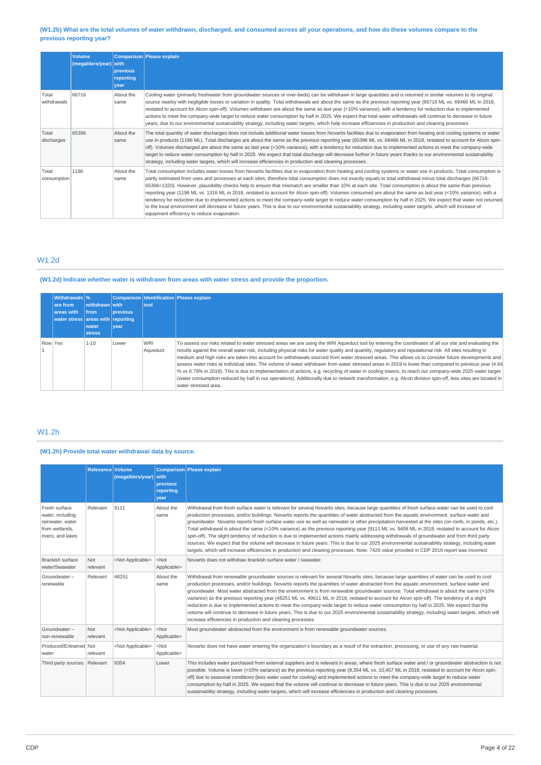**(W1.2b) What are the total volumes of water withdrawn, discharged, and consumed across all your operations, and how do these volumes compare to the previous reporting year?**

| | Volume (megaliters/year) | Comparison with previous reporting year | Please explain |
|---|---|---|---|
| Total withdrawals | 66716 | About the same | Cooling water (primarily freshwater from groundwater sources or river-beds) can be withdrawn in large quantities and is returned in similar volumes to its original source nearby with negligible losses or variation in quality. Total withdrawals are about the same as the previous reporting year (66716 ML vs. 69466 ML in 2018, restated to account for Alcon spin-off). Volumes withdrawn are about the same as last year (<10% variance), with a tendency for reduction due to implemented actions to meet the company-wide target to reduce water consumption by half in 2025. We expect that total water withdrawals will continue to decrease in future years, due to our environmental sustainability strategy, including water targets, which help increase efficiencies in production and cleaning processes. |
| Total discharges | 65396 | About the same | The total quantity of water discharges does not include additional water losses from Novartis facilities due to evaporation from heating and cooling systems or water use in products (1196 ML). Total discharges are about the same as the previous reporting year (65396 ML vs. 68466 ML in 2018, restated to account for Alcon spin-off). Volumes discharged are about the same as last year (<10% variance), with a tendency for reduction due to implemented actions to meet the company-wide target to reduce water consumption by half in 2025. We expect that total discharge will decrease further in future years thanks to our environmental sustainability strategy, including water targets, which will increase efficiencies in production and cleaning processes. |
| Total consumption | 1196 | About the same | Total consumption includes water losses from Novartis facilities due to evaporation from heating and cooling systems or water use in products. Total consumption is partly estimated from uses and processes at each sites, therefore total consumption does not exactly equals to total withdrawal minus total discharges (66716-65396=1320). However, plausibility checks help to ensure that mismatch are smaller than 10% at each site. Total consumption is about the same than previous reporting year (1196 ML vs. 1316 ML in 2018, restated to account for Alcon spin-off). Volumes consumed are about the same as last year (<10% variance), with a tendency for reduction due to implemented actions to meet the company-wide target to reduce water consumption by half in 2025. We expect that water not returned to the local environment will decrease in future years. This is due to our environmental sustainability strategy, including water targets, which will increase of equipment efficiency to reduce evaporation. |

## W1.2d

**(W1.2d) Indicate whether water is withdrawn from areas with water stress and provide the proportion.**

| | Withdrawals are from areas with water stress | % withdrawn from areas with water stress | Comparison with previous reporting year | Identification tool | Please explain |
|---|---|---|---|---|---|
| Row 1 | Yes | 1-10 | Lower | WRI Aqueduct | To assess our risks related to water stressed areas we are using the WRI Aqueduct tool by entering the coordinates of all our site and evaluating the results against the overall water risk, including physical risks for water quality and quantity, regulatory and reputational risk. All sites resulting in medium and high risks are taken into account for withdrawals sourced from water stressed areas. This allows us to consider future developments and assess water risks at individual sites. The volume of water withdrawn from water stressed areas in 2019 is lower than compared to previous year (4.64 % vs 6.79% in 2018). This is due to implementation of actions, e.g. recycling of water in cooling towers, to reach our company-wide 2025 water target (water consumption reduced by half in our operations). Additionally due to network transformation, e.g. Alcon division spin-off, less sites are located in water stressed area. |

## W1.2h

**(W1.2h) Provide total water withdrawal data by source.**

| | Relevance | Volume (megaliters/year) | Comparison with previous reporting year | Please explain |
|---|---|---|---|---|
| Fresh surface water, including rainwater, water from wetlands, rivers, and lakes | Relevant | 9111 | About the same | Withdrawal from fresh surface water is relevant for several Novartis sites, because large quantities of fresh surface water can be used to cool production processes, and/or buildings. Novartis reports the quantities of water abstracted from the aquatic environment, surface water and groundwater. Novartis reports fresh surface water use as well as rainwater or other precipitation harvested at the sites (on roofs, in ponds, etc.). Total withdrawal is about the same (<10% variance) as the previous reporting year (9111 ML vs. 9408 ML in 2018, restated to account for Alcon spin-off). The slight tendency of reduction is due to implemented actions mainly addressing withdrawals of groundwater and from third party sources. We expect that the volume will decrease in future years. This is due to our 2025 environmental sustainability strategy, including water targets, which will increase efficiencies in production and cleaning processes. Note: 7426 value provided in CDP 2019 report was incorrect |
| Brackish surface water/Seawater | Not relevant | <Not Applicable> | <Not Applicable> | Novartis does not withdraw brackish surface water / seawater. |
| Groundwater – renewable | Relevant | 48251 | About the same | Withdrawal from renewable groundwater sources is relevant for several Novartis sites, because large quantities of water can be used to cool production processes, and/or buildings. Novartis reports the quantities of water abstracted from the aquatic environment, surface water and groundwater. Most water abstracted from the environment is from renewable groundwater sources. Total withdrawal is about the same (<10% variance) as the previous reporting year (48251 ML vs. 49611 ML in 2018, restated to account for Alcon spin-off). The tendency of a slight reduction is due to implemented actions to meet the company-wide target to reduce water consumption by half in 2025. We expect that the volume will continue to decrease in future years. This is due to our 2025 environmental sustainability strategy, including water targets, which will increase efficiencies in production and cleaning processes |
| Groundwater – non-renewable | Not relevant | <Not Applicable> | <Not Applicable> | Most groundwater abstracted from the environment is from renewable groundwater sources. |
| Produced/Entrained water | Not relevant | <Not Applicable> | <Not Applicable> | Novartis does not have water entering the organization's boundary as a result of the extraction, processing, or use of any raw material. |
| Third party sources | Relevant | 9354 | Lower | This includes water purchased from external suppliers and is relevant in areas, where fresh surface water and / or groundwater abstraction is not possible. Volume is lower (>10% variance) as the previous reporting year (9,354 ML vs. 10,457 ML in 2018, restated to account for Alcon spin-off) due to seasonal conditions (less water used for cooling) and implemented actions to meet the company-wide target to reduce water consumption by half in 2025. We expect that the volume will continue to decrease in future years. This is due to our 2025 environmental sustainability strategy, including water targets, which will increase efficiencies in production and cleaning processes. |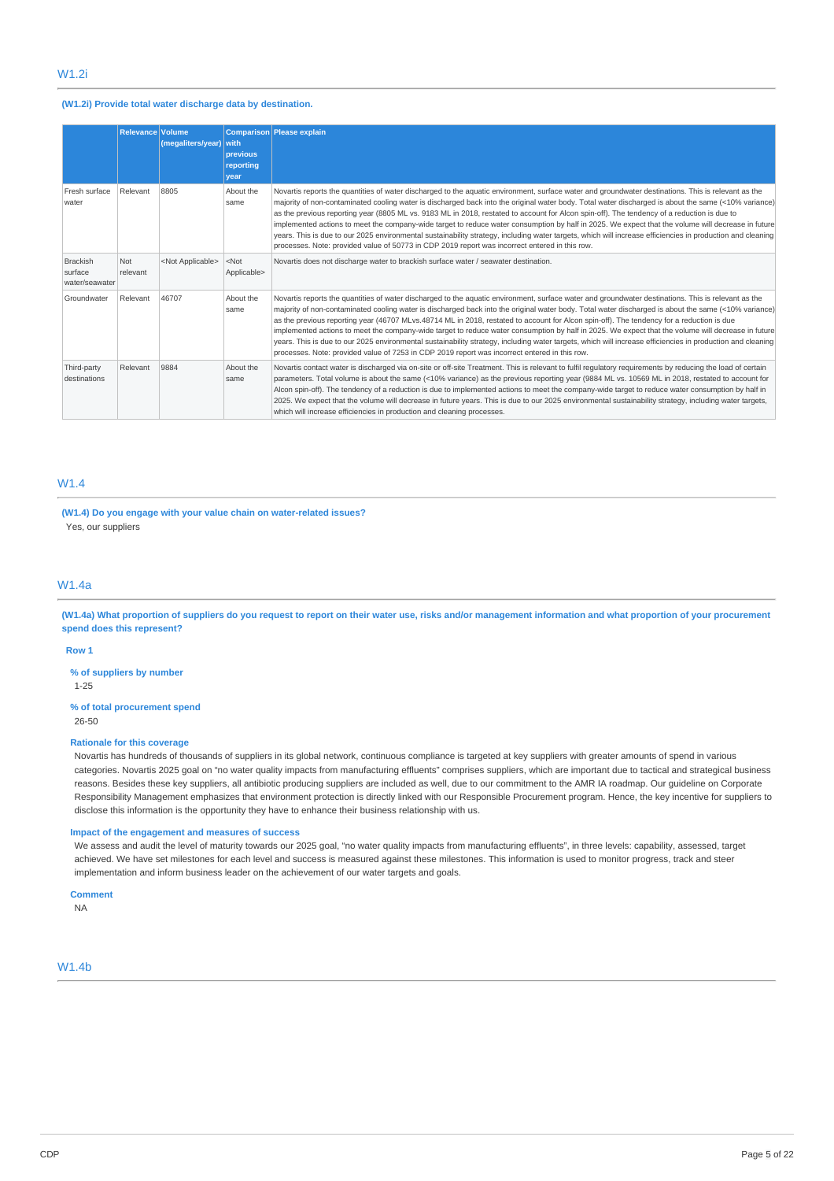## W1.2i

**(W1.2i) Provide total water discharge data by destination.**

| | Relevance | Volume (megaliters/year) | Comparison with previous reporting year | Please explain |
|---|---|---|---|---|
| Fresh surface water | Relevant | 8805 | About the same | Novartis reports the quantities of water discharged to the aquatic environment, surface water and groundwater destinations. This is relevant as the majority of non-contaminated cooling water is discharged back into the original water body. Total water discharged is about the same (<10% variance) as the previous reporting year (8805 ML vs. 9183 ML in 2018, restated to account for Alcon spin-off). The tendency of a reduction is due to implemented actions to meet the company-wide target to reduce water consumption by half in 2025. We expect that the volume will decrease in future years. This is due to our 2025 environmental sustainability strategy, including water targets, which will increase efficiencies in production and cleaning processes. Note: provided value of 50773 in CDP 2019 report was incorrect entered in this row. |
| Brackish surface water/seawater | Not relevant | <Not Applicable> | <Not Applicable> | Novartis does not discharge water to brackish surface water / seawater destination. |
| Groundwater | Relevant | 46707 | About the same | Novartis reports the quantities of water discharged to the aquatic environment, surface water and groundwater destinations. This is relevant as the majority of non-contaminated cooling water is discharged back into the original water body. Total water discharged is about the same (<10% variance) as the previous reporting year (46707 MLvs.48714 ML in 2018, restated to account for Alcon spin-off). The tendency for a reduction is due implemented actions to meet the company-wide target to reduce water consumption by half in 2025. We expect that the volume will decrease in future years. This is due to our 2025 environmental sustainability strategy, including water targets, which will increase efficiencies in production and cleaning processes. Note: provided value of 7253 in CDP 2019 report was incorrect entered in this row. |
| Third-party destinations | Relevant | 9884 | About the same | Novartis contact water is discharged via on-site or off-site Treatment. This is relevant to fulfil regulatory requirements by reducing the load of certain parameters. Total volume is about the same (<10% variance) as the previous reporting year (9884 ML vs. 10569 ML in 2018, restated to account for Alcon spin-off). The tendency of a reduction is due to implemented actions to meet the company-wide target to reduce water consumption by half in 2025. We expect that the volume will decrease in future years. This is due to our 2025 environmental sustainability strategy, including water targets, which will increase efficiencies in production and cleaning processes. |

## W1.4

**(W1.4) Do you engage with your value chain on water-related issues?**

Yes, our suppliers

## W1.4a

**(W1.4a) What proportion of suppliers do you request to report on their water use, risks and/or management information and what proportion of your procurement spend does this represent?**

**Row 1**

**% of suppliers by number**

1-25

**% of total procurement spend**

26-50

**Rationale for this coverage**

Novartis has hundreds of thousands of suppliers in its global network, continuous compliance is targeted at key suppliers with greater amounts of spend in various categories. Novartis 2025 goal on "no water quality impacts from manufacturing effluents" comprises suppliers, which are important due to tactical and strategical business reasons. Besides these key suppliers, all antibiotic producing suppliers are included as well, due to our commitment to the AMR IA roadmap. Our guideline on Corporate Responsibility Management emphasizes that environment protection is directly linked with our Responsible Procurement program. Hence, the key incentive for suppliers to disclose this information is the opportunity they have to enhance their business relationship with us.

**Impact of the engagement and measures of success**

We assess and audit the level of maturity towards our 2025 goal, "no water quality impacts from manufacturing effluents", in three levels: capability, assessed, target achieved. We have set milestones for each level and success is measured against these milestones. This information is used to monitor progress, track and steer implementation and inform business leader on the achievement of our water targets and goals.

**Comment**

NA

## W1.4b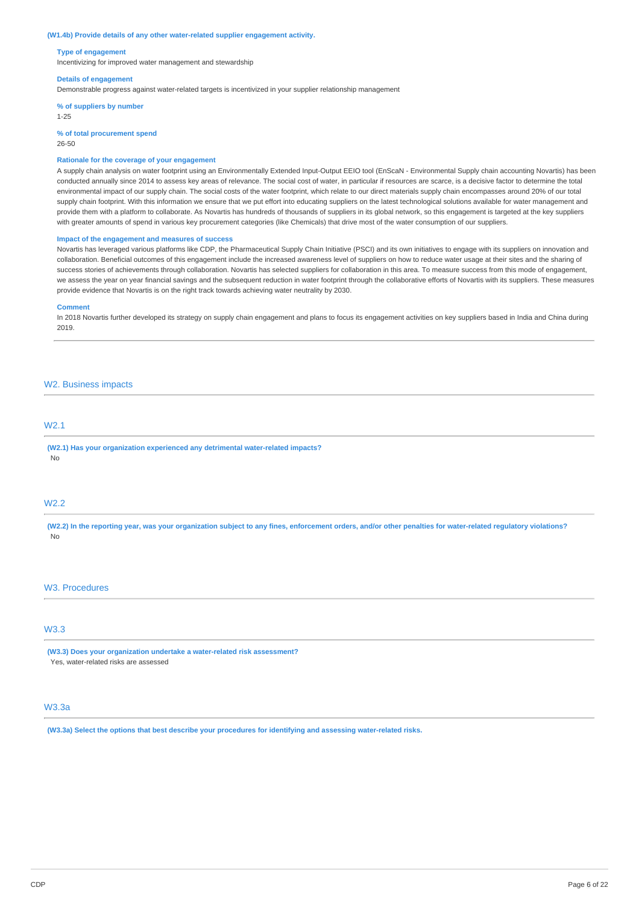**(W1.4b) Provide details of any other water-related supplier engagement activity.**

**Type of engagement**
Incentivizing for improved water management and stewardship

**Details of engagement**
Demonstrable progress against water-related targets is incentivized in your supplier relationship management

**% of suppliers by number**
1-25

**% of total procurement spend**
26-50

**Rationale for the coverage of your engagement**
A supply chain analysis on water footprint using an Environmentally Extended Input-Output EEIO tool (EnScaN - Environmental Supply chain accounting Novartis) has been conducted annually since 2014 to assess key areas of relevance. The social cost of water, in particular if resources are scarce, is a decisive factor to determine the total environmental impact of our supply chain. The social costs of the water footprint, which relate to our direct materials supply chain encompasses around 20% of our total supply chain footprint. With this information we ensure that we put effort into educating suppliers on the latest technological solutions available for water management and provide them with a platform to collaborate. As Novartis has hundreds of thousands of suppliers in its global network, so this engagement is targeted at the key suppliers with greater amounts of spend in various key procurement categories (like Chemicals) that drive most of the water consumption of our suppliers.

**Impact of the engagement and measures of success**
Novartis has leveraged various platforms like CDP, the Pharmaceutical Supply Chain Initiative (PSCI) and its own initiatives to engage with its suppliers on innovation and collaboration. Beneficial outcomes of this engagement include the increased awareness level of suppliers on how to reduce water usage at their sites and the sharing of success stories of achievements through collaboration. Novartis has selected suppliers for collaboration in this area. To measure success from this mode of engagement, we assess the year on year financial savings and the subsequent reduction in water footprint through the collaborative efforts of Novartis with its suppliers. These measures provide evidence that Novartis is on the right track towards achieving water neutrality by 2030.

**Comment**
In 2018 Novartis further developed its strategy on supply chain engagement and plans to focus its engagement activities on key suppliers based in India and China during 2019.

## W2. Business impacts

### W2.1

**(W2.1) Has your organization experienced any detrimental water-related impacts?**
No

### W2.2

**(W2.2) In the reporting year, was your organization subject to any fines, enforcement orders, and/or other penalties for water-related regulatory violations?**
No

## W3. Procedures

### W3.3

**(W3.3) Does your organization undertake a water-related risk assessment?**
Yes, water-related risks are assessed

### W3.3a

**(W3.3a) Select the options that best describe your procedures for identifying and assessing water-related risks.**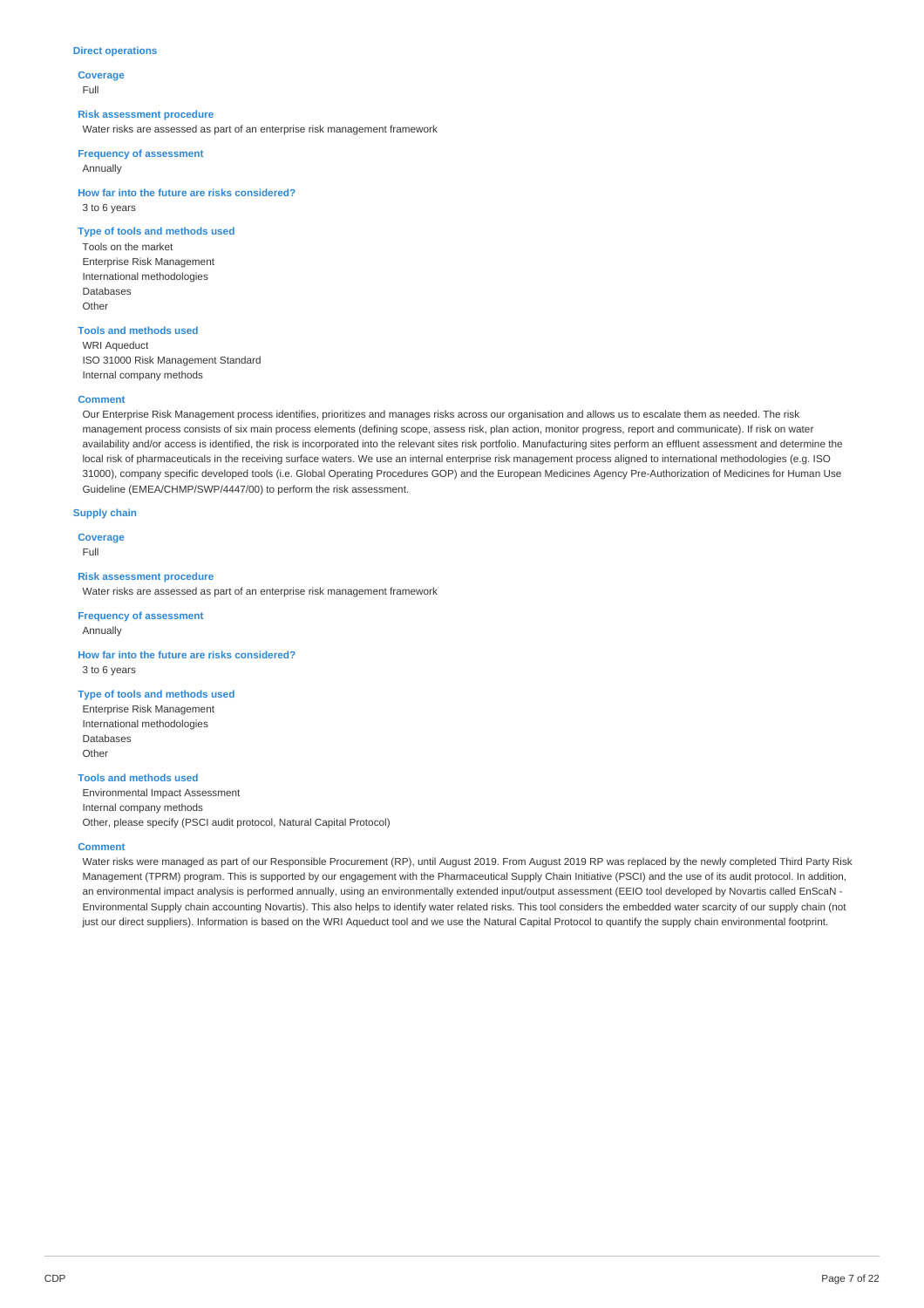### Direct operations

**Coverage**

Full

**Risk assessment procedure**

Water risks are assessed as part of an enterprise risk management framework

**Frequency of assessment**

Annually

**How far into the future are risks considered?**

3 to 6 years

**Type of tools and methods used**

Tools on the market
Enterprise Risk Management
International methodologies
Databases
Other

**Tools and methods used**

WRI Aqueduct
ISO 31000 Risk Management Standard
Internal company methods

**Comment**

Our Enterprise Risk Management process identifies, prioritizes and manages risks across our organisation and allows us to escalate them as needed. The risk management process consists of six main process elements (defining scope, assess risk, plan action, monitor progress, report and communicate). If risk on water availability and/or access is identified, the risk is incorporated into the relevant sites risk portfolio. Manufacturing sites perform an effluent assessment and determine the local risk of pharmaceuticals in the receiving surface waters. We use an internal enterprise risk management process aligned to international methodologies (e.g. ISO 31000), company specific developed tools (i.e. Global Operating Procedures GOP) and the European Medicines Agency Pre-Authorization of Medicines for Human Use Guideline (EMEA/CHMP/SWP/4447/00) to perform the risk assessment.

### Supply chain

**Coverage**

Full

**Risk assessment procedure**

Water risks are assessed as part of an enterprise risk management framework

**Frequency of assessment**

Annually

**How far into the future are risks considered?**

3 to 6 years

**Type of tools and methods used**

Enterprise Risk Management
International methodologies
Databases
Other

**Tools and methods used**

Environmental Impact Assessment
Internal company methods
Other, please specify (PSCI audit protocol, Natural Capital Protocol)

**Comment**

Water risks were managed as part of our Responsible Procurement (RP), until August 2019. From August 2019 RP was replaced by the newly completed Third Party Risk Management (TPRM) program. This is supported by our engagement with the Pharmaceutical Supply Chain Initiative (PSCI) and the use of its audit protocol. In addition, an environmental impact analysis is performed annually, using an environmentally extended input/output assessment (EEIO tool developed by Novartis called EnScaN - Environmental Supply chain accounting Novartis). This also helps to identify water related risks. This tool considers the embedded water scarcity of our supply chain (not just our direct suppliers). Information is based on the WRI Aqueduct tool and we use the Natural Capital Protocol to quantify the supply chain environmental footprint.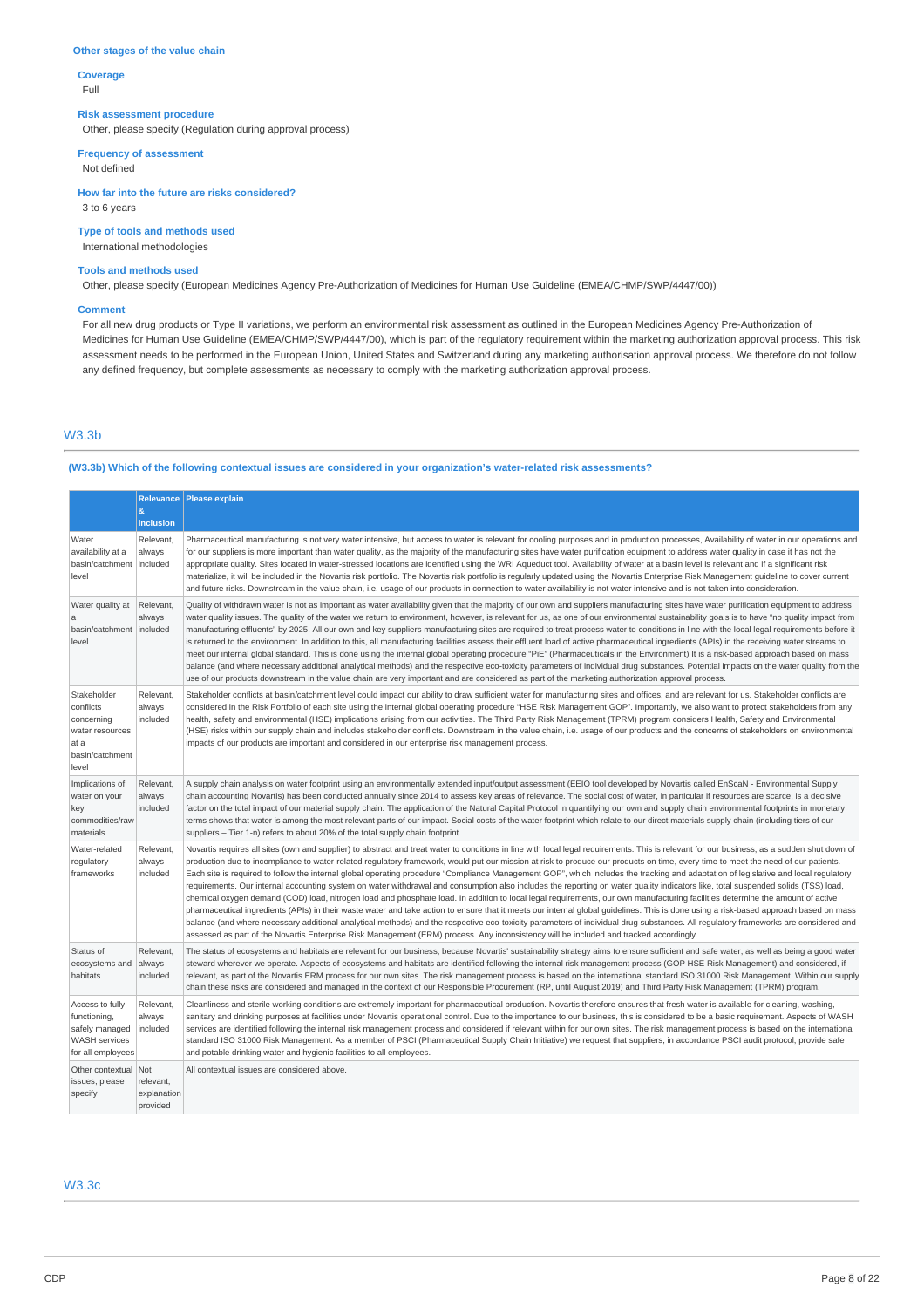### Other stages of the value chain

**Coverage**
Full

**Risk assessment procedure**
Other, please specify (Regulation during approval process)

**Frequency of assessment**
Not defined

**How far into the future are risks considered?**
3 to 6 years

**Type of tools and methods used**
International methodologies

**Tools and methods used**
Other, please specify (European Medicines Agency Pre-Authorization of Medicines for Human Use Guideline (EMEA/CHMP/SWP/4447/00))

**Comment**
For all new drug products or Type II variations, we perform an environmental risk assessment as outlined in the European Medicines Agency Pre-Authorization of Medicines for Human Use Guideline (EMEA/CHMP/SWP/4447/00), which is part of the regulatory requirement within the marketing authorization approval process. This risk assessment needs to be performed in the European Union, United States and Switzerland during any marketing authorisation approval process. We therefore do not follow any defined frequency, but complete assessments as necessary to comply with the marketing authorization approval process.

## W3.3b

**(W3.3b) Which of the following contextual issues are considered in your organization's water-related risk assessments?**

| | Relevance & inclusion | Please explain |
|---|---|---|
| Water availability at a basin/catchment level | Relevant, always included | Pharmaceutical manufacturing is not very water intensive, but access to water is relevant for cooling purposes and in production processes, Availability of water in our operations and for our suppliers is more important than water quality, as the majority of the manufacturing sites have water purification equipment to address water quality in case it has not the appropriate quality. Sites located in water-stressed locations are identified using the WRI Aqueduct tool. Availability of water at a basin level is relevant and if a significant risk materialize, it will be included in the Novartis risk portfolio. The Novartis risk portfolio is regularly updated using the Novartis Enterprise Risk Management guideline to cover current and future risks. Downstream in the value chain, i.e. usage of our products in connection to water availability is not water intensive and is not taken into consideration. |
| Water quality at a basin/catchment level | Relevant, always included | Quality of withdrawn water is not as important as water availability given that the majority of our own and suppliers manufacturing sites have water purification equipment to address water quality issues. The quality of the water we return to environment, however, is relevant for us, as one of our environmental sustainability goals is to have "no quality impact from manufacturing effluents" by 2025. All our own and key suppliers manufacturing sites are required to treat process water to conditions in line with the local legal requirements before it is returned to the environment. In addition to this, all manufacturing facilities assess their effluent load of active pharmaceutical ingredients (APIs) in the receiving water streams to meet our internal global standard. This is done using the internal global operating procedure "PiE" (Pharmaceuticals in the Environment) It is a risk-based approach based on mass balance (and where necessary additional analytical methods) and the respective eco-toxicity parameters of individual drug substances. Potential impacts on the water quality from the use of our products downstream in the value chain are very important and are considered as part of the marketing authorization approval process. |
| Stakeholder conflicts concerning water resources at a basin/catchment level | Relevant, always included | Stakeholder conflicts at basin/catchment level could impact our ability to draw sufficient water for manufacturing sites and offices, and are relevant for us. Stakeholder conflicts are considered in the Risk Portfolio of each site using the internal global operating procedure "HSE Risk Management GOP". Importantly, we also want to protect stakeholders from any health, safety and environmental (HSE) implications arising from our activities. The Third Party Risk Management (TPRM) program considers Health, Safety and Environmental (HSE) risks within our supply chain and includes stakeholder conflicts. Downstream in the value chain, i.e. usage of our products and the concerns of stakeholders on environmental impacts of our products are important and considered in our enterprise risk management process. |
| Implications of water on your key commodities/raw materials | Relevant, always included | A supply chain analysis on water footprint using an environmentally extended input/output assessment (EEIO tool developed by Novartis called EnScaN - Environmental Supply chain accounting Novartis) has been conducted annually since 2014 to assess key areas of relevance. The social cost of water, in particular if resources are scarce, is a decisive factor on the total impact of our material supply chain. The application of the Natural Capital Protocol in quantifying our own and supply chain environmental footprints in monetary terms shows that water is among the most relevant parts of our impact. Social costs of the water footprint which relate to our direct materials supply chain (including tiers of our suppliers – Tier 1-n) refers to about 20% of the total supply chain footprint. |
| Water-related regulatory frameworks | Relevant, always included | Novartis requires all sites (own and supplier) to abstract and treat water to conditions in line with local legal requirements. This is relevant for our business, as a sudden shut down of production due to incompliance to water-related regulatory framework, would put our mission at risk to produce our products on time, every time to meet the need of our patients. Each site is required to follow the internal global operating procedure "Compliance Management GOP", which includes the tracking and adaptation of legislative and local regulatory requirements. Our internal accounting system on water withdrawal and consumption also includes the reporting on water quality indicators like, total suspended solids (TSS) load, chemical oxygen demand (COD) load, nitrogen load and phosphate load. In addition to local legal requirements, our own manufacturing facilities determine the amount of active pharmaceutical ingredients (APIs) in their waste water and take action to ensure that it meets our internal global guidelines. This is done using a risk-based approach based on mass balance (and where necessary additional analytical methods) and the respective eco-toxicity parameters of individual drug substances. All regulatory frameworks are considered and assessed as part of the Novartis Enterprise Risk Management (ERM) process. Any inconsistency will be included and tracked accordingly. |
| Status of ecosystems and habitats | Relevant, always included | The status of ecosystems and habitats are relevant for our business, because Novartis' sustainability strategy aims to ensure sufficient and safe water, as well as being a good water steward wherever we operate. Aspects of ecosystems and habitats are identified following the internal risk management process (GOP HSE Risk Management) and considered, if relevant, as part of the Novartis ERM process for our own sites. The risk management process is based on the international standard ISO 31000 Risk Management. Within our supply chain these risks are considered and managed in the context of our Responsible Procurement (RP, until August 2019) and Third Party Risk Management (TPRM) program. |
| Access to fully-functioning, safely managed WASH services for all employees | Relevant, always included | Cleanliness and sterile working conditions are extremely important for pharmaceutical production. Novartis therefore ensures that fresh water is available for cleaning, washing, sanitary and drinking purposes at facilities under Novartis operational control. Due to the importance to our business, this is considered to be a basic requirement. Aspects of WASH services are identified following the internal risk management process and considered if relevant within for our own sites. The risk management process is based on the international standard ISO 31000 Risk Management. As a member of PSCI (Pharmaceutical Supply Chain Initiative) we request that suppliers, in accordance PSCI audit protocol, provide safe and potable drinking water and hygienic facilities to all employees. |
| Other contextual issues, please specify | Not relevant, explanation provided | All contextual issues are considered above. |

## W3.3c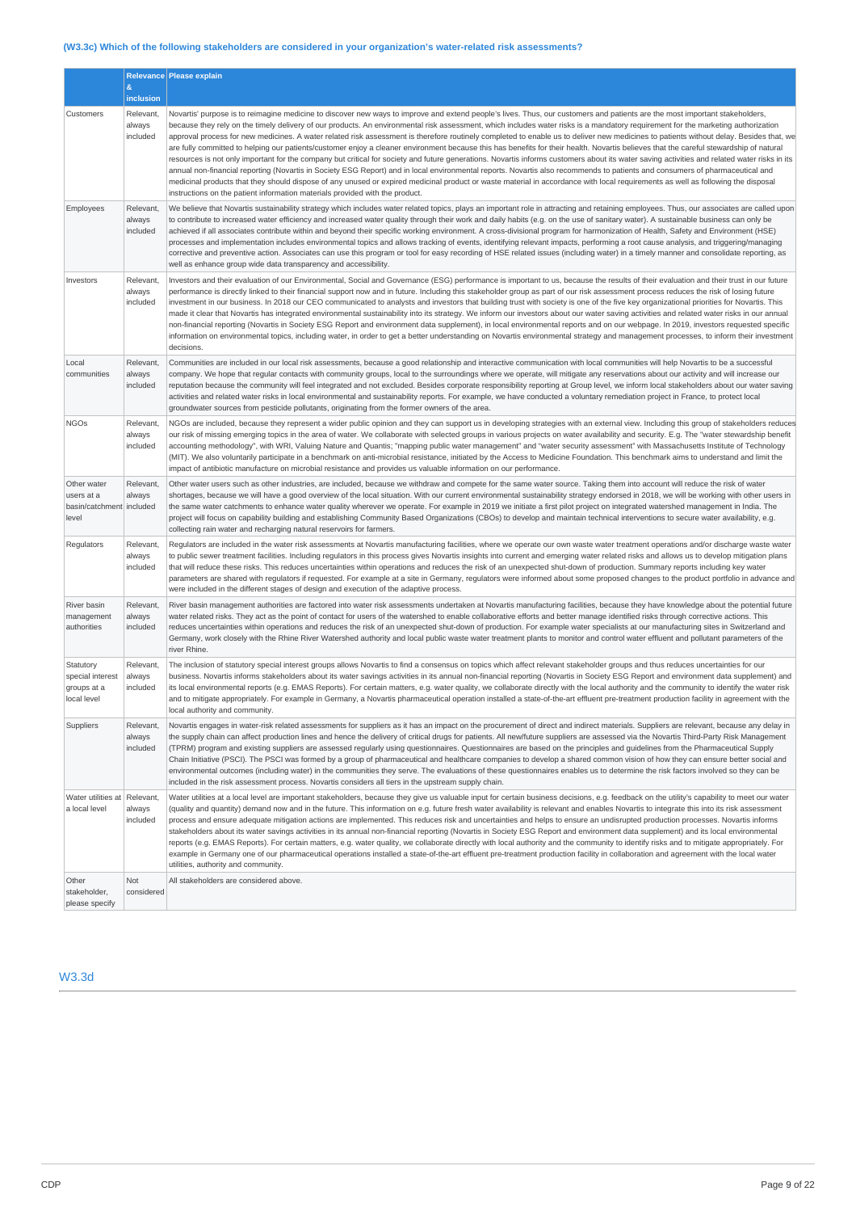### (W3.3c) Which of the following stakeholders are considered in your organization's water-related risk assessments?

| | Relevance & inclusion | Please explain |
|---|---|---|
| Customers | Relevant, always included | Novartis' purpose is to reimagine medicine to discover new ways to improve and extend people's lives. Thus, our customers and patients are the most important stakeholders, because they rely on the timely delivery of our products. An environmental risk assessment, which includes water risks is a mandatory requirement for the marketing authorization approval process for new medicines. A water related risk assessment is therefore routinely completed to enable us to deliver new medicines to patients without delay. Besides that, we are fully committed to helping our patients/customer enjoy a cleaner environment because this has benefits for their health. Novartis believes that the careful stewardship of natural resources is not only important for the company but critical for society and future generations. Novartis informs customers about its water saving activities and related water risks in its annual non-financial reporting (Novartis in Society ESG Report) and in local environmental reports. Novartis also recommends to patients and consumers of pharmaceutical and medicinal products that they should dispose of any unused or expired medicinal product or waste material in accordance with local requirements as well as following the disposal instructions on the patient information materials provided with the product. |
| Employees | Relevant, always included | We believe that Novartis sustainability strategy which includes water related topics, plays an important role in attracting and retaining employees. Thus, our associates are called upon to contribute to increased water efficiency and increased water quality through their work and daily habits (e.g. on the use of sanitary water). A sustainable business can only be achieved if all associates contribute within and beyond their specific working environment. A cross-divisional program for harmonization of Health, Safety and Environment (HSE) processes and implementation includes environmental topics and allows tracking of events, identifying relevant impacts, performing a root cause analysis, and triggering/managing corrective and preventive action. Associates can use this program or tool for easy recording of HSE related issues (including water) in a timely manner and consolidate reporting, as well as enhance group wide data transparency and accessibility. |
| Investors | Relevant, always included | Investors and their evaluation of our Environmental, Social and Governance (ESG) performance is important to us, because the results of their evaluation and their trust in our future performance is directly linked to their financial support now and in future. Including this stakeholder group as part of our risk assessment process reduces the risk of losing future investment in our business. In 2018 our CEO communicated to analysts and investors that building trust with society is one of the five key organizational priorities for Novartis. This made it clear that Novartis has integrated environmental sustainability into its strategy. We inform our investors about our water saving activities and related water risks in our annual non-financial reporting (Novartis in Society ESG Report and environment data supplement), in local environmental reports and on our webpage. In 2019, investors requested specific information on environmental topics, including water, in order to get a better understanding on Novartis environmental strategy and management processes, to inform their investment decisions. |
| Local communities | Relevant, always included | Communities are included in our local risk assessments, because a good relationship and interactive communication with local communities will help Novartis to be a successful company. We hope that regular contacts with community groups, local to the surroundings where we operate, will mitigate any reservations about our activity and will increase our reputation because the community will feel integrated and not excluded. Besides corporate responsibility reporting at Group level, we inform local stakeholders about our water saving activities and related water risks in local environmental and sustainability reports. For example, we have conducted a voluntary remediation project in France, to protect local groundwater sources from pesticide pollutants, originating from the former owners of the area. |
| NGOs | Relevant, always included | NGOs are included, because they represent a wider public opinion and they can support us in developing strategies with an external view. Including this group of stakeholders reduces our risk of missing emerging topics in the area of water. We collaborate with selected groups in various projects on water availability and security. E.g. The "water stewardship benefit accounting methodology", with WRI, Valuing Nature and Quantis; "mapping public water management" and "water security assessment" with Massachusetts Institute of Technology (MIT). We also voluntarily participate in a benchmark on anti-microbial resistance, initiated by the Access to Medicine Foundation. This benchmark aims to understand and limit the impact of antibiotic manufacture on microbial resistance and provides us valuable information on our performance. |
| Other water users at a basin/catchment level | Relevant, always included | Other water users such as other industries, are included, because we withdraw and compete for the same water source. Taking them into account will reduce the risk of water shortages, because we will have a good overview of the local situation. With our current environmental sustainability strategy endorsed in 2018, we will be working with other users in the same water catchments to enhance water quality wherever we operate. For example in 2019 we initiate a first pilot project on integrated watershed management in India. The project will focus on capability building and establishing Community Based Organizations (CBOs) to develop and maintain technical interventions to secure water availability, e.g. collecting rain water and recharging natural reservoirs for farmers. |
| Regulators | Relevant, always included | Regulators are included in the water risk assessments at Novartis manufacturing facilities, where we operate our own waste water treatment operations and/or discharge waste water to public sewer treatment facilities. Including regulators in this process gives Novartis insights into current and emerging water related risks and allows us to develop mitigation plans that will reduce these risks. This reduces uncertainties within operations and reduces the risk of an unexpected shut-down of production. Summary reports including key water parameters are shared with regulators if requested. For example at a site in Germany, regulators were informed about some proposed changes to the product portfolio in advance and were included in the different stages of design and execution of the adaptive process. |
| River basin management authorities | Relevant, always included | River basin management authorities are factored into water risk assessments undertaken at Novartis manufacturing facilities, because they have knowledge about the potential future water related risks. They act as the point of contact for users of the watershed to enable collaborative efforts and better manage identified risks through corrective actions. This reduces uncertainties within operations and reduces the risk of an unexpected shut-down of production. For example water specialists at our manufacturing sites in Switzerland and Germany, work closely with the Rhine River Watershed authority and local public waste water treatment plants to monitor and control water effluent and pollutant parameters of the river Rhine. |
| Statutory special interest groups at a local level | Relevant, always included | The inclusion of statutory special interest groups allows Novartis to find a consensus on topics which affect relevant stakeholder groups and thus reduces uncertainties for our business. Novartis informs stakeholders about its water savings activities in its annual non-financial reporting (Novartis in Society ESG Report and environment data supplement) and its local environmental reports (e.g. EMAS Reports). For certain matters, e.g. water quality, we collaborate directly with the local authority and the community to identify the water risk and to mitigate appropriately. For example in Germany, a Novartis pharmaceutical operation installed a state-of-the-art effluent pre-treatment production facility in agreement with the local authority and community. |
| Suppliers | Relevant, always included | Novartis engages in water-risk related assessments for suppliers as it has an impact on the procurement of direct and indirect materials. Suppliers are relevant, because any delay in the supply chain can affect production lines and hence the delivery of critical drugs for patients. All new/future suppliers are assessed via the Novartis Third-Party Risk Management (TPRM) program and existing suppliers are assessed regularly using questionnaires. Questionnaires are based on the principles and guidelines from the Pharmaceutical Supply Chain Initiative (PSCI). The PSCI was formed by a group of pharmaceutical and healthcare companies to develop a shared common vision of how they can ensure better social and environmental outcomes (including water) in the communities they serve. The evaluations of these questionnaires enables us to determine the risk factors involved so they can be included in the risk assessment process. Novartis considers all tiers in the upstream supply chain. |
| Water utilities at a local level | Relevant, always included | Water utilities at a local level are important stakeholders, because they give us valuable input for certain business decisions, e.g. feedback on the utility's capability to meet our water (quality and quantity) demand now and in the future. This information on e.g. future fresh water availability is relevant and enables Novartis to integrate this into its risk assessment process and ensure adequate mitigation actions are implemented. This reduces risk and uncertainties and helps to ensure an undisrupted production processes. Novartis informs stakeholders about its water savings activities in its annual non-financial reporting (Novartis in Society ESG Report and environment data supplement) and its local environmental reports (e.g. EMAS Reports). For certain matters, e.g. water quality, we collaborate directly with the local authority and the community to identify risks and to mitigate appropriately. For example in Germany one of our pharmaceutical operations installed a state-of-the-art effluent pre-treatment production facility in collaboration and agreement with the local water utilities, authority and community. |
| Other stakeholder, please specify | Not considered | All stakeholders are considered above. |

## W3.3d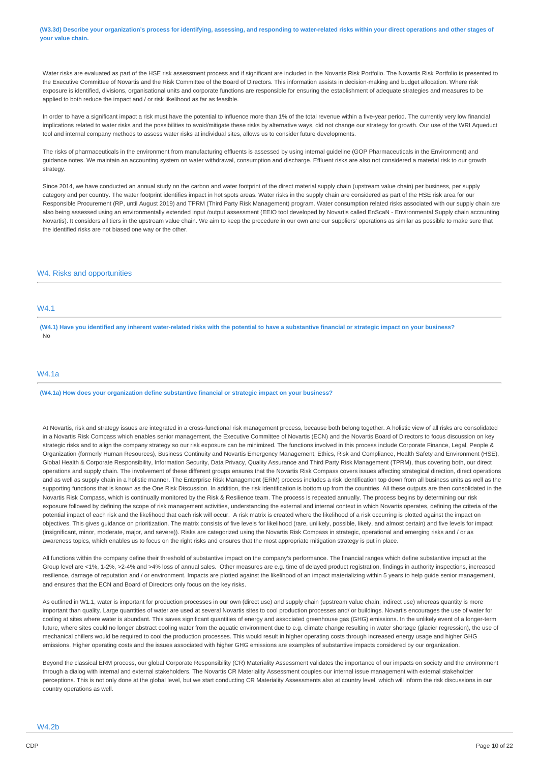**(W3.3d) Describe your organization's process for identifying, assessing, and responding to water-related risks within your direct operations and other stages of your value chain.**

Water risks are evaluated as part of the HSE risk assessment process and if significant are included in the Novartis Risk Portfolio. The Novartis Risk Portfolio is presented to the Executive Committee of Novartis and the Risk Committee of the Board of Directors. This information assists in decision-making and budget allocation. Where risk exposure is identified, divisions, organisational units and corporate functions are responsible for ensuring the establishment of adequate strategies and measures to be applied to both reduce the impact and / or risk likelihood as far as feasible.

In order to have a significant impact a risk must have the potential to influence more than 1% of the total revenue within a five-year period. The currently very low financial implications related to water risks and the possibilities to avoid/mitigate these risks by alternative ways, did not change our strategy for growth. Our use of the WRI Aqueduct tool and internal company methods to assess water risks at individual sites, allows us to consider future developments.

The risks of pharmaceuticals in the environment from manufacturing effluents is assessed by using internal guideline (GOP Pharmaceuticals in the Environment) and guidance notes. We maintain an accounting system on water withdrawal, consumption and discharge. Effluent risks are also not considered a material risk to our growth strategy.

Since 2014, we have conducted an annual study on the carbon and water footprint of the direct material supply chain (upstream value chain) per business, per supply category and per country. The water footprint identifies impact in hot spots areas. Water risks in the supply chain are considered as part of the HSE risk area for our Responsible Procurement (RP, until August 2019) and TPRM (Third Party Risk Management) program. Water consumption related risks associated with our supply chain are also being assessed using an environmentally extended input /output assessment (EEIO tool developed by Novartis called EnScaN - Environmental Supply chain accounting Novartis). It considers all tiers in the upstream value chain. We aim to keep the procedure in our own and our suppliers' operations as similar as possible to make sure that the identified risks are not biased one way or the other.

## W4. Risks and opportunities

### W4.1

**(W4.1) Have you identified any inherent water-related risks with the potential to have a substantive financial or strategic impact on your business?**

No

### W4.1a

**(W4.1a) How does your organization define substantive financial or strategic impact on your business?**

At Novartis, risk and strategy issues are integrated in a cross-functional risk management process, because both belong together. A holistic view of all risks are consolidated in a Novartis Risk Compass which enables senior management, the Executive Committee of Novartis (ECN) and the Novartis Board of Directors to focus discussion on key strategic risks and to align the company strategy so our risk exposure can be minimized. The functions involved in this process include Corporate Finance, Legal, People & Organization (formerly Human Resources), Business Continuity and Novartis Emergency Management, Ethics, Risk and Compliance, Health Safety and Environment (HSE), Global Health & Corporate Responsibility, Information Security, Data Privacy, Quality Assurance and Third Party Risk Management (TPRM), thus covering both, our direct operations and supply chain. The involvement of these different groups ensures that the Novartis Risk Compass covers issues affecting strategical direction, direct operations and as well as supply chain in a holistic manner. The Enterprise Risk Management (ERM) process includes a risk identification top down from all business units as well as the supporting functions that is known as the One Risk Discussion. In addition, the risk identification is bottom up from the countries. All these outputs are then consolidated in the Novartis Risk Compass, which is continually monitored by the Risk & Resilience team. The process is repeated annually. The process begins by determining our risk exposure followed by defining the scope of risk management activities, understanding the external and internal context in which Novartis operates, defining the criteria of the potential impact of each risk and the likelihood that each risk will occur. A risk matrix is created where the likelihood of a risk occurring is plotted against the impact on objectives. This gives guidance on prioritization. The matrix consists of five levels for likelihood (rare, unlikely, possible, likely, and almost certain) and five levels for impact (insignificant, minor, moderate, major, and severe)). Risks are categorized using the Novartis Risk Compass in strategic, operational and emerging risks and / or as awareness topics, which enables us to focus on the right risks and ensures that the most appropriate mitigation strategy is put in place.

All functions within the company define their threshold of substantive impact on the company's performance. The financial ranges which define substantive impact at the Group level are <1%, 1-2%, >2-4% and >4% loss of annual sales. Other measures are e.g. time of delayed product registration, findings in authority inspections, increased resilience, damage of reputation and / or environment. Impacts are plotted against the likelihood of an impact materializing within 5 years to help guide senior management, and ensures that the ECN and Board of Directors only focus on the key risks.

As outlined in W1.1, water is important for production processes in our own (direct use) and supply chain (upstream value chain; indirect use) whereas quantity is more important than quality. Large quantities of water are used at several Novartis sites to cool production processes and/ or buildings. Novartis encourages the use of water for cooling at sites where water is abundant. This saves significant quantities of energy and associated greenhouse gas (GHG) emissions. In the unlikely event of a longer-term future, where sites could no longer abstract cooling water from the aquatic environment due to e.g. climate change resulting in water shortage (glacier regression), the use of mechanical chillers would be required to cool the production processes. This would result in higher operating costs through increased energy usage and higher GHG emissions. Higher operating costs and the issues associated with higher GHG emissions are examples of substantive impacts considered by our organization.

Beyond the classical ERM process, our global Corporate Responsibility (CR) Materiality Assessment validates the importance of our impacts on society and the environment through a dialog with internal and external stakeholders. The Novartis CR Materiality Assessment couples our internal issue management with external stakeholder perceptions. This is not only done at the global level, but we start conducting CR Materiality Assessments also at country level, which will inform the risk discussions in our country operations as well.

### W4.2b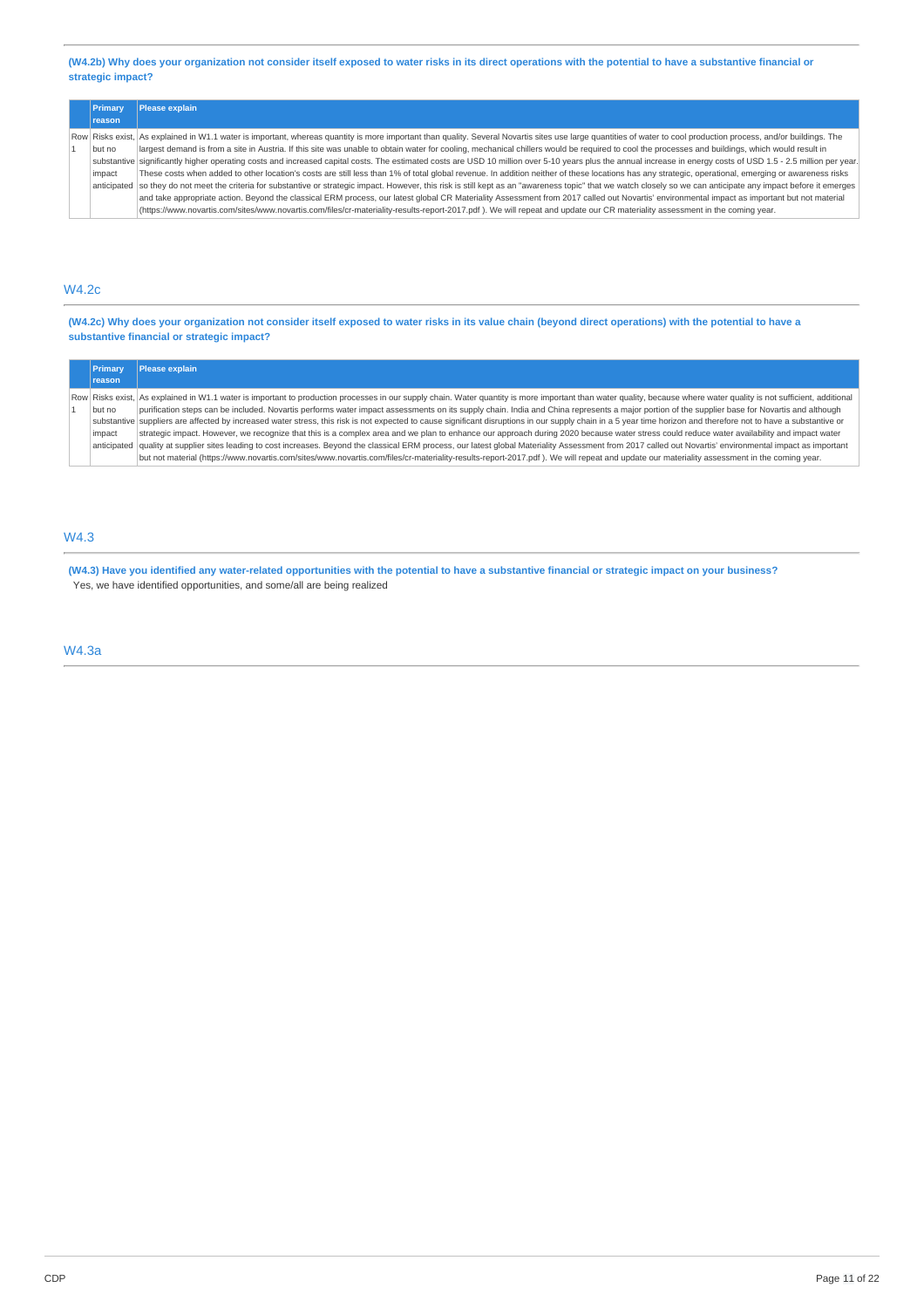**(W4.2b) Why does your organization not consider itself exposed to water risks in its direct operations with the potential to have a substantive financial or strategic impact?**

| | Primary reason | Please explain |
|---|---|---|
| Row 1 | Risks exist, but no substantive impact anticipated | As explained in W1.1 water is important, whereas quantity is more important than quality. Several Novartis sites use large quantities of water to cool production process, and/or buildings. The largest demand is from a site in Austria. If this site was unable to obtain water for cooling, mechanical chillers would be required to cool the processes and buildings, which would result in significantly higher operating costs and increased capital costs. The estimated costs are USD 10 million over 5-10 years plus the annual increase in energy costs of USD 1.5 - 2.5 million per year. These costs when added to other location's costs are still less than 1% of total global revenue. In addition neither of these locations has any strategic, operational, emerging or awareness risks so they do not meet the criteria for substantive or strategic impact. However, this risk is still kept as an "awareness topic" that we watch closely so we can anticipate any impact before it emerges and take appropriate action. Beyond the classical ERM process, our latest global CR Materiality Assessment from 2017 called out Novartis' environmental impact as important but not material (https://www.novartis.com/sites/www.novartis.com/files/cr-materiality-results-report-2017.pdf ). We will repeat and update our CR materiality assessment in the coming year. |

## W4.2c

**(W4.2c) Why does your organization not consider itself exposed to water risks in its value chain (beyond direct operations) with the potential to have a substantive financial or strategic impact?**

| | Primary reason | Please explain |
|---|---|---|
| Row 1 | Risks exist, but no substantive impact anticipated | As explained in W1.1 water is important to production processes in our supply chain. Water quantity is more important than water quality, because where water quality is not sufficient, additional purification steps can be included. Novartis performs water impact assessments on its supply chain. India and China represents a major portion of the supplier base for Novartis and although suppliers are affected by increased water stress, this risk is not expected to cause significant disruptions in our supply chain in a 5 year time horizon and therefore not to have a substantive or strategic impact. However, we recognize that this is a complex area and we plan to enhance our approach during 2020 because water stress could reduce water availability and impact water quality at supplier sites leading to cost increases. Beyond the classical ERM process, our latest global Materiality Assessment from 2017 called out Novartis' environmental impact as important but not material (https://www.novartis.com/sites/www.novartis.com/files/cr-materiality-results-report-2017.pdf ). We will repeat and update our materiality assessment in the coming year. |

## W4.3

**(W4.3) Have you identified any water-related opportunities with the potential to have a substantive financial or strategic impact on your business?**

Yes, we have identified opportunities, and some/all are being realized

## W4.3a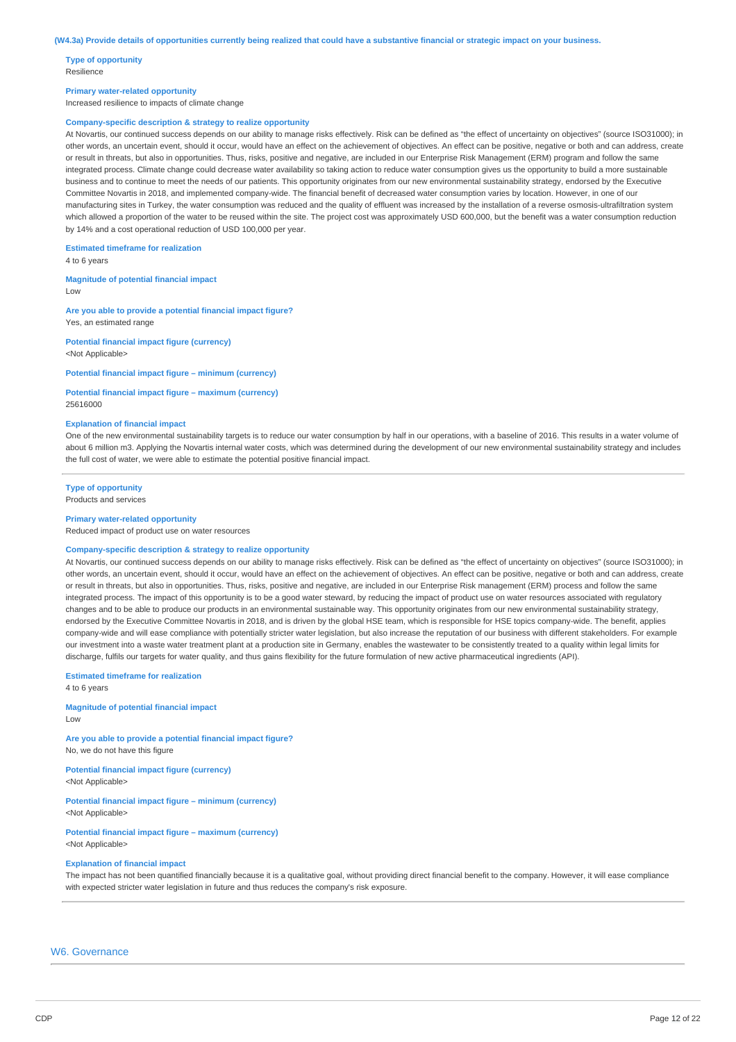**(W4.3a) Provide details of opportunities currently being realized that could have a substantive financial or strategic impact on your business.**

**Type of opportunity**
Resilience

**Primary water-related opportunity**
Increased resilience to impacts of climate change

**Company-specific description & strategy to realize opportunity**
At Novartis, our continued success depends on our ability to manage risks effectively. Risk can be defined as "the effect of uncertainty on objectives" (source ISO31000); in other words, an uncertain event, should it occur, would have an effect on the achievement of objectives. An effect can be positive, negative or both and can address, create or result in threats, but also in opportunities. Thus, risks, positive and negative, are included in our Enterprise Risk Management (ERM) program and follow the same integrated process. Climate change could decrease water availability so taking action to reduce water consumption gives us the opportunity to build a more sustainable business and to continue to meet the needs of our patients. This opportunity originates from our new environmental sustainability strategy, endorsed by the Executive Committee Novartis in 2018, and implemented company-wide. The financial benefit of decreased water consumption varies by location. However, in one of our manufacturing sites in Turkey, the water consumption was reduced and the quality of effluent was increased by the installation of a reverse osmosis-ultrafiltration system which allowed a proportion of the water to be reused within the site. The project cost was approximately USD 600,000, but the benefit was a water consumption reduction by 14% and a cost operational reduction of USD 100,000 per year.

**Estimated timeframe for realization**
4 to 6 years

**Magnitude of potential financial impact**
Low

**Are you able to provide a potential financial impact figure?**
Yes, an estimated range

**Potential financial impact figure (currency)**
<Not Applicable>

**Potential financial impact figure – minimum (currency)**

**Potential financial impact figure – maximum (currency)**
25616000

**Explanation of financial impact**
One of the new environmental sustainability targets is to reduce our water consumption by half in our operations, with a baseline of 2016. This results in a water volume of about 6 million m3. Applying the Novartis internal water costs, which was determined during the development of our new environmental sustainability strategy and includes the full cost of water, we were able to estimate the potential positive financial impact.

---

**Type of opportunity**
Products and services

**Primary water-related opportunity**
Reduced impact of product use on water resources

**Company-specific description & strategy to realize opportunity**
At Novartis, our continued success depends on our ability to manage risks effectively. Risk can be defined as "the effect of uncertainty on objectives" (source ISO31000); in other words, an uncertain event, should it occur, would have an effect on the achievement of objectives. An effect can be positive, negative or both and can address, create or result in threats, but also in opportunities. Thus, risks, positive and negative, are included in our Enterprise Risk management (ERM) process and follow the same integrated process. The impact of this opportunity is to be a good water steward, by reducing the impact of product use on water resources associated with regulatory changes and to be able to produce our products in an environmental sustainable way. This opportunity originates from our new environmental sustainability strategy, endorsed by the Executive Committee Novartis in 2018, and is driven by the global HSE team, which is responsible for HSE topics company-wide. The benefit, applies company-wide and will ease compliance with potentially stricter water legislation, but also increase the reputation of our business with different stakeholders. For example our investment into a waste water treatment plant at a production site in Germany, enables the wastewater to be consistently treated to a quality within legal limits for discharge, fulfils our targets for water quality, and thus gains flexibility for the future formulation of new active pharmaceutical ingredients (API).

**Estimated timeframe for realization**
4 to 6 years

**Magnitude of potential financial impact**
Low

**Are you able to provide a potential financial impact figure?**
No, we do not have this figure

**Potential financial impact figure (currency)**
<Not Applicable>

**Potential financial impact figure – minimum (currency)**
<Not Applicable>

**Potential financial impact figure – maximum (currency)**
<Not Applicable>

**Explanation of financial impact**
The impact has not been quantified financially because it is a qualitative goal, without providing direct financial benefit to the company. However, it will ease compliance with expected stricter water legislation in future and thus reduces the company's risk exposure.

---

## W6. Governance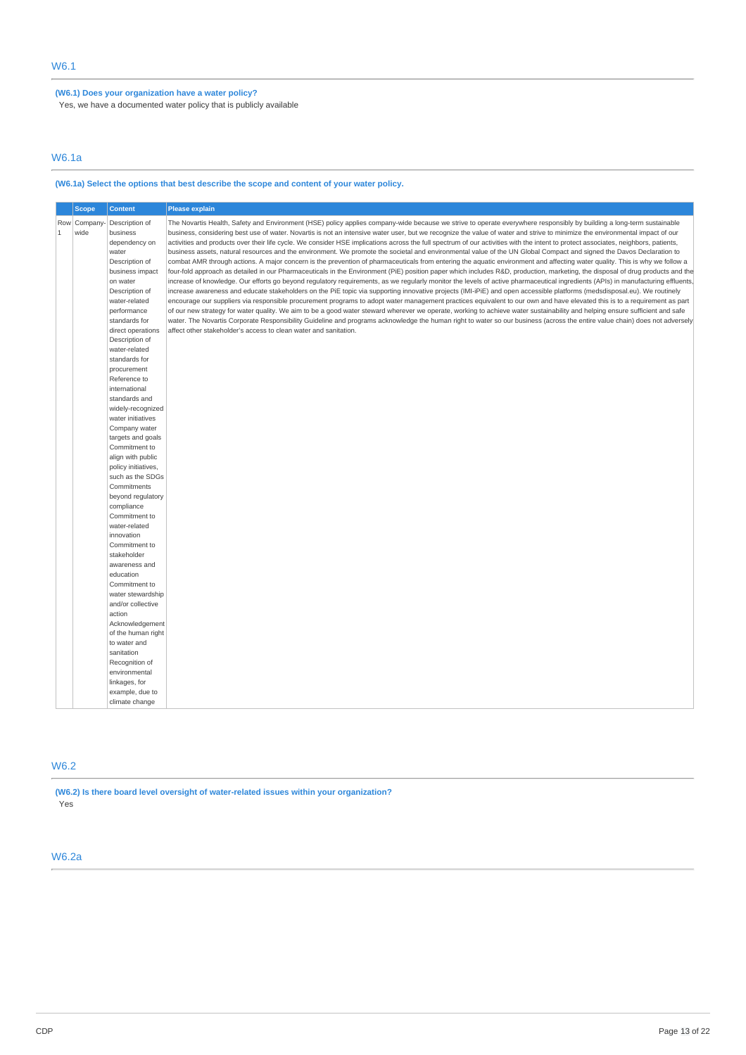## W6.1

**(W6.1) Does your organization have a water policy?**

Yes, we have a documented water policy that is publicly available

## W6.1a

**(W6.1a) Select the options that best describe the scope and content of your water policy.**

| | Scope | Content | Please explain |
|---|---|---|---|
| Row 1 | Company-wide | Description of business dependency on water<br>Description of business impact on water<br>Description of water-related performance standards for direct operations<br>Description of water-related standards for procurement<br>Reference to international standards and widely-recognized water initiatives<br>Company water targets and goals<br>Commitment to align with public policy initiatives, such as the SDGs<br>Commitments beyond regulatory compliance<br>Commitment to water-related innovation<br>Commitment to stakeholder awareness and education<br>Commitment to water stewardship and/or collective action<br>Acknowledgement of the human right to water and sanitation<br>Recognition of environmental linkages, for example, due to climate change | The Novartis Health, Safety and Environment (HSE) policy applies company-wide because we strive to operate everywhere responsibly by building a long-term sustainable business, considering best use of water. Novartis is not an intensive water user, but we recognize the value of water and strive to minimize the environmental impact of our activities and products over their life cycle. We consider HSE implications across the full spectrum of our activities with the intent to protect associates, neighbors, patients, business assets, natural resources and the environment. We promote the societal and environmental value of the UN Global Compact and signed the Davos Declaration to combat AMR through actions. A major concern is the prevention of pharmaceuticals from entering the aquatic environment and affecting water quality. This is why we follow a four-fold approach as detailed in our Pharmaceuticals in the Environment (PiE) position paper which includes R&D, production, marketing, the disposal of drug products and the increase of knowledge. Our efforts go beyond regulatory requirements, as we regularly monitor the levels of active pharmaceutical ingredients (APIs) in manufacturing effluents, increase awareness and educate stakeholders on the PiE topic via supporting innovative projects (IMI-iPiE) and open accessible platforms (medsdisposal.eu). We routinely encourage our suppliers via responsible procurement programs to adopt water management practices equivalent to our own and have elevated this is to a requirement as part of our new strategy for water quality. We aim to be a good water steward wherever we operate, working to achieve water sustainability and helping ensure sufficient and safe water. The Novartis Corporate Responsibility Guideline and programs acknowledge the human right to water so our business (across the entire value chain) does not adversely affect other stakeholder's access to clean water and sanitation. |

## W6.2

**(W6.2) Is there board level oversight of water-related issues within your organization?**

Yes

## W6.2a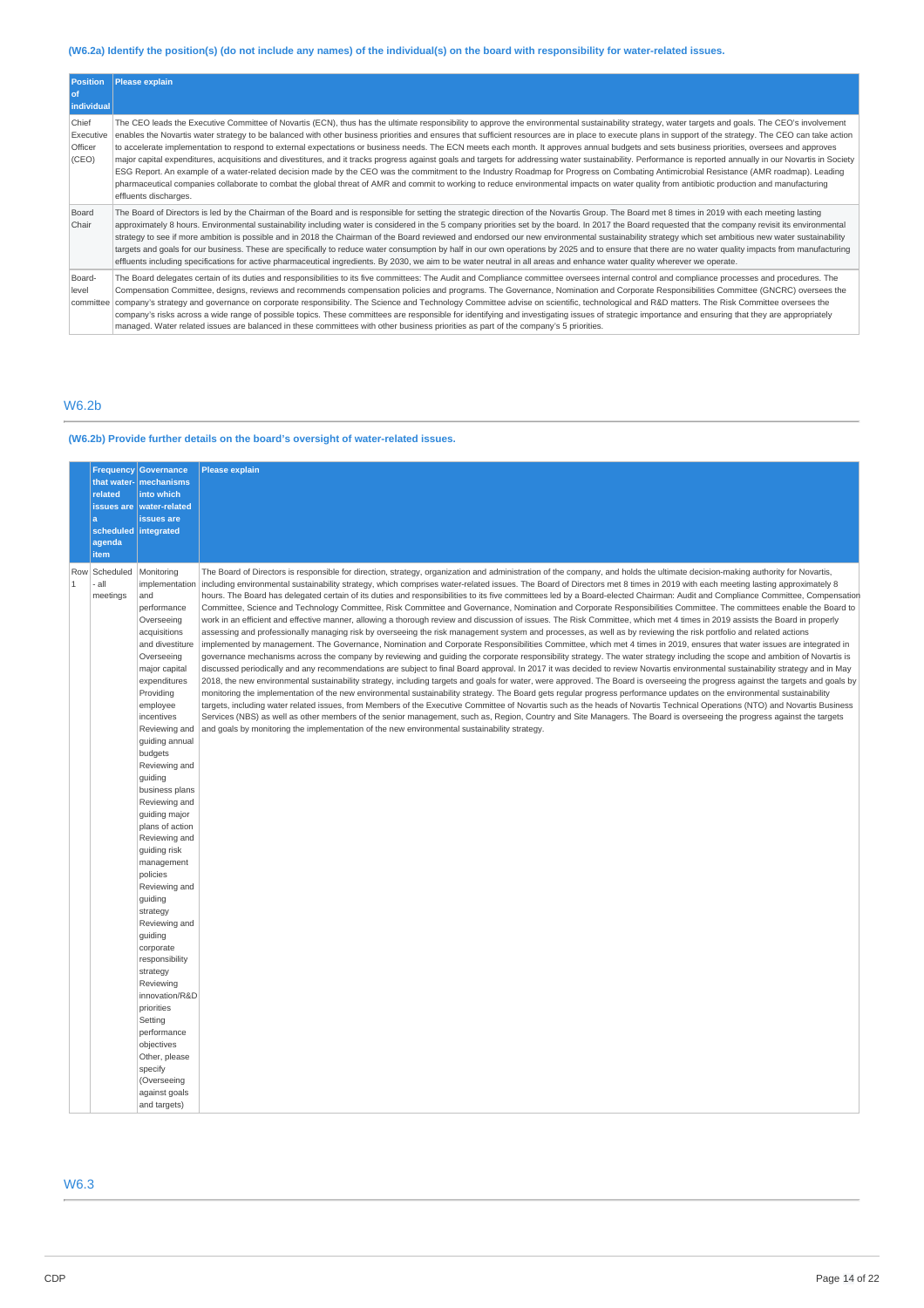**(W6.2a) Identify the position(s) (do not include any names) of the individual(s) on the board with responsibility for water-related issues.**

| Position of individual | Please explain |
|---|---|
| Chief Executive Officer (CEO) | The CEO leads the Executive Committee of Novartis (ECN), thus has the ultimate responsibility to approve the environmental sustainability strategy, water targets and goals. The CEO's involvement enables the Novartis water strategy to be balanced with other business priorities and ensures that sufficient resources are in place to execute plans in support of the strategy. The CEO can take action to accelerate implementation to respond to external expectations or business needs. The ECN meets each month. It approves annual budgets and sets business priorities, oversees and approves major capital expenditures, acquisitions and divestitures, and it tracks progress against goals and targets for addressing water sustainability. Performance is reported annually in our Novartis in Society ESG Report. An example of a water-related decision made by the CEO was the commitment to the Industry Roadmap for Progress on Combating Antimicrobial Resistance (AMR roadmap). Leading pharmaceutical companies collaborate to combat the global threat of AMR and commit to working to reduce environmental impacts on water quality from antibiotic production and manufacturing effluents discharges. |
| Board Chair | The Board of Directors is led by the Chairman of the Board and is responsible for setting the strategic direction of the Novartis Group. The Board met 8 times in 2019 with each meeting lasting approximately 8 hours. Environmental sustainability including water is considered in the 5 company priorities set by the board. In 2017 the Board requested that the company revisit its environmental strategy to see if more ambition is possible and in 2018 the Chairman of the Board reviewed and endorsed our new environmental sustainability strategy which set ambitious new water sustainability targets and goals for our business. These are specifically to reduce water consumption by half in our own operations by 2025 and to ensure that there are no water quality impacts from manufacturing effluents including specifications for active pharmaceutical ingredients. By 2030, we aim to be water neutral in all areas and enhance water quality wherever we operate. |
| Board-level committee | The Board delegates certain of its duties and responsibilities to its five committees: The Audit and Compliance committee oversees internal control and compliance processes and procedures. The Compensation Committee, designs, reviews and recommends compensation policies and programs. The Governance, Nomination and Corporate Responsibilities Committee (GNCRC) oversees the company's strategy and governance on corporate responsibility. The Science and Technology Committee advise on scientific, technological and R&D matters. The Risk Committee oversees the company's risks across a wide range of possible topics. These committees are responsible for identifying and investigating issues of strategic importance and ensuring that they are appropriately managed. Water related issues are balanced in these committees with other business priorities as part of the company's 5 priorities. |

## W6.2b

**(W6.2b) Provide further details on the board's oversight of water-related issues.**

| | Frequency that water-related issues are a scheduled agenda item | Governance mechanisms into which water-related issues are integrated | Please explain |
|---|---|---|---|
| Row 1 | Scheduled - all meetings | Monitoring implementation and performance<br>Overseeing acquisitions and divestiture<br>Overseeing major capital expenditures<br>Providing employee incentives<br>Reviewing and guiding annual budgets<br>Reviewing and guiding business plans<br>Reviewing and guiding major plans of action<br>Reviewing and guiding risk management policies<br>Reviewing and guiding strategy<br>Reviewing and guiding corporate responsibility strategy<br>Reviewing innovation/R&D priorities<br>Setting performance objectives<br>Other, please specify (Overseeing against goals and targets) | The Board of Directors is responsible for direction, strategy, organization and administration of the company, and holds the ultimate decision-making authority for Novartis, including environmental sustainability strategy, which comprises water-related issues. The Board of Directors met 8 times in 2019 with each meeting lasting approximately 8 hours. The Board has delegated certain of its duties and responsibilities to its five committees led by a Board-elected Chairman: Audit and Compliance Committee, Compensation Committee, Science and Technology Committee, Risk Committee and Governance, Nomination and Corporate Responsibilities Committee. The committees enable the Board to work in an efficient and effective manner, allowing a thorough review and discussion of issues. The Risk Committee, which met 4 times in 2019 assists the Board in properly assessing and professionally managing risk by overseeing the risk management system and processes, as well as by reviewing the risk portfolio and related actions implemented by management. The Governance, Nomination and Corporate Responsibilities Committee, which met 4 times in 2019, ensures that water issues are integrated in governance mechanisms across the company by reviewing and guiding the corporate responsibility strategy. The water strategy including the scope and ambition of Novartis is discussed periodically and any recommendations are subject to final Board approval. In 2017 it was decided to review Novartis environmental sustainability strategy and in May 2018, the new environmental sustainability strategy, including targets and goals for water, were approved. The Board is overseeing the progress against the targets and goals by monitoring the implementation of the new environmental sustainability strategy. The Board gets regular progress performance updates on the environmental sustainability targets, including water related issues, from Members of the Executive Committee of Novartis such as the heads of Novartis Technical Operations (NTO) and Novartis Business Services (NBS) as well as other members of the senior management, such as, Region, Country and Site Managers. The Board is overseeing the progress against the targets and goals by monitoring the implementation of the new environmental sustainability strategy. |

## W6.3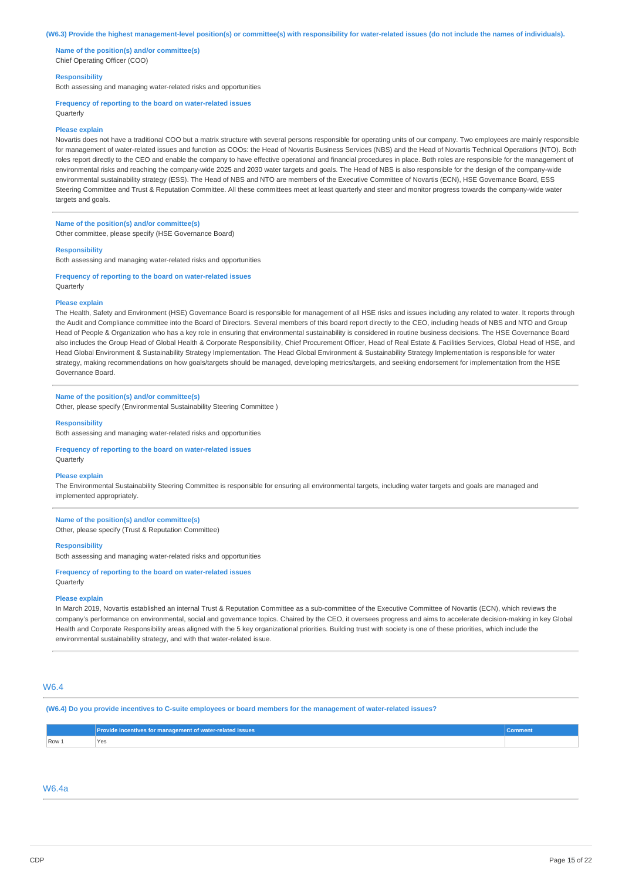**(W6.3) Provide the highest management-level position(s) or committee(s) with responsibility for water-related issues (do not include the names of individuals).**

**Name of the position(s) and/or committee(s)**
Chief Operating Officer (COO)

**Responsibility**
Both assessing and managing water-related risks and opportunities

**Frequency of reporting to the board on water-related issues**
Quarterly

**Please explain**
Novartis does not have a traditional COO but a matrix structure with several persons responsible for operating units of our company. Two employees are mainly responsible for management of water-related issues and function as COOs: the Head of Novartis Business Services (NBS) and the Head of Novartis Technical Operations (NTO). Both roles report directly to the CEO and enable the company to have effective operational and financial procedures in place. Both roles are responsible for the management of environmental risks and reaching the company-wide 2025 and 2030 water targets and goals. The Head of NBS is also responsible for the design of the company-wide environmental sustainability strategy (ESS). The Head of NBS and NTO are members of the Executive Committee of Novartis (ECN), HSE Governance Board, ESS Steering Committee and Trust & Reputation Committee. All these committees meet at least quarterly and steer and monitor progress towards the company-wide water targets and goals.

---

**Name of the position(s) and/or committee(s)**
Other committee, please specify (HSE Governance Board)

**Responsibility**
Both assessing and managing water-related risks and opportunities

**Frequency of reporting to the board on water-related issues**
Quarterly

**Please explain**
The Health, Safety and Environment (HSE) Governance Board is responsible for management of all HSE risks and issues including any related to water. It reports through the Audit and Compliance committee into the Board of Directors. Several members of this board report directly to the CEO, including heads of NBS and NTO and Group Head of People & Organization who has a key role in ensuring that environmental sustainability is considered in routine business decisions. The HSE Governance Board also includes the Group Head of Global Health & Corporate Responsibility, Chief Procurement Officer, Head of Real Estate & Facilities Services, Global Head of HSE, and Head Global Environment & Sustainability Strategy Implementation. The Head Global Environment & Sustainability Strategy Implementation is responsible for water strategy, making recommendations on how goals/targets should be managed, developing metrics/targets, and seeking endorsement for implementation from the HSE Governance Board.

---

**Name of the position(s) and/or committee(s)**
Other, please specify (Environmental Sustainability Steering Committee )

**Responsibility**
Both assessing and managing water-related risks and opportunities

**Frequency of reporting to the board on water-related issues**
Quarterly

**Please explain**
The Environmental Sustainability Steering Committee is responsible for ensuring all environmental targets, including water targets and goals are managed and implemented appropriately.

---

**Name of the position(s) and/or committee(s)**
Other, please specify (Trust & Reputation Committee)

**Responsibility**
Both assessing and managing water-related risks and opportunities

**Frequency of reporting to the board on water-related issues**
Quarterly

**Please explain**
In March 2019, Novartis established an internal Trust & Reputation Committee as a sub-committee of the Executive Committee of Novartis (ECN), which reviews the company's performance on environmental, social and governance topics. Chaired by the CEO, it oversees progress and aims to accelerate decision-making in key Global Health and Corporate Responsibility areas aligned with the 5 key organizational priorities. Building trust with society is one of these priorities, which include the environmental sustainability strategy, and with that water-related issue.

---

## W6.4

**(W6.4) Do you provide incentives to C-suite employees or board members for the management of water-related issues?**

| | Provide incentives for management of water-related issues | Comment |
|---|---|---|
| Row 1 | Yes | |

## W6.4a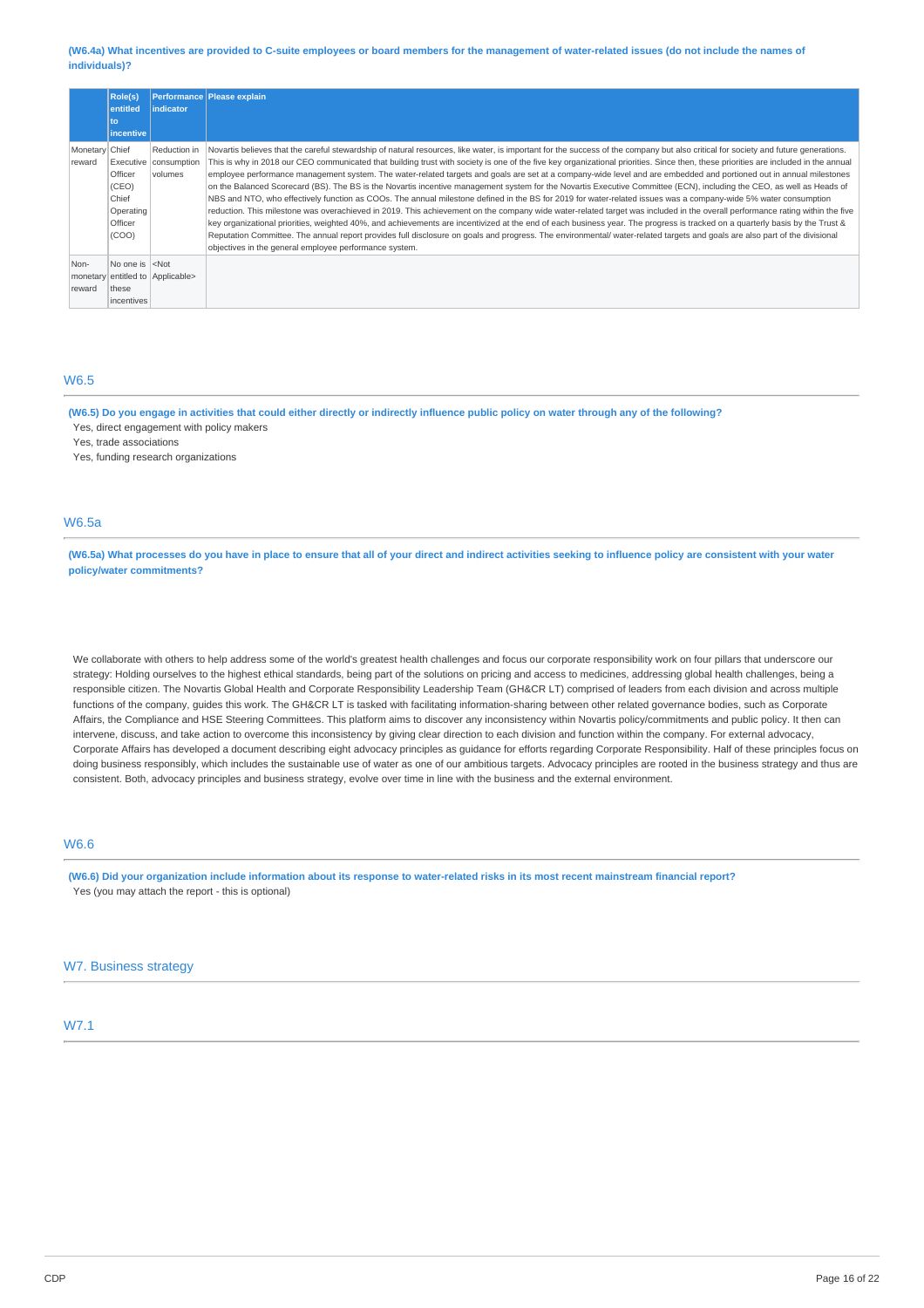**(W6.4a) What incentives are provided to C-suite employees or board members for the management of water-related issues (do not include the names of individuals)?**

| | Role(s) entitled to incentive | Performance indicator | Please explain |
|---|---|---|---|
| Monetary reward | Chief Executive Officer (CEO) Chief Operating Officer (COO) | Reduction in consumption volumes | Novartis believes that the careful stewardship of natural resources, like water, is important for the success of the company but also critical for society and future generations. This is why in 2018 our CEO communicated that building trust with society is one of the five key organizational priorities. Since then, these priorities are included in the annual employee performance management system. The water-related targets and goals are set at a company-wide level and are embedded and portioned out in annual milestones on the Balanced Scorecard (BS). The BS is the Novartis incentive management system for the Novartis Executive Committee (ECN), including the CEO, as well as Heads of NBS and NTO, who effectively function as COOs. The annual milestone defined in the BS for 2019 for water-related issues was a company-wide 5% water consumption reduction. This milestone was overachieved in 2019. This achievement on the company wide water-related target was included in the overall performance rating within the five key organizational priorities, weighted 40%, and achievements are incentivized at the end of each business year. The progress is tracked on a quarterly basis by the Trust & Reputation Committee. The annual report provides full disclosure on goals and progress. The environmental/ water-related targets and goals are also part of the divisional objectives in the general employee performance system. |
| Non-monetary reward | No one is entitled to these incentives | <Not Applicable> | |

## W6.5

**(W6.5) Do you engage in activities that could either directly or indirectly influence public policy on water through any of the following?**

Yes, direct engagement with policy makers

Yes, trade associations

Yes, funding research organizations

## W6.5a

**(W6.5a) What processes do you have in place to ensure that all of your direct and indirect activities seeking to influence policy are consistent with your water policy/water commitments?**

We collaborate with others to help address some of the world's greatest health challenges and focus our corporate responsibility work on four pillars that underscore our strategy: Holding ourselves to the highest ethical standards, being part of the solutions on pricing and access to medicines, addressing global health challenges, being a responsible citizen. The Novartis Global Health and Corporate Responsibility Leadership Team (GH&CR LT) comprised of leaders from each division and across multiple functions of the company, guides this work. The GH&CR LT is tasked with facilitating information-sharing between other related governance bodies, such as Corporate Affairs, the Compliance and HSE Steering Committees. This platform aims to discover any inconsistency within Novartis policy/commitments and public policy. It then can intervene, discuss, and take action to overcome this inconsistency by giving clear direction to each division and function within the company. For external advocacy, Corporate Affairs has developed a document describing eight advocacy principles as guidance for efforts regarding Corporate Responsibility. Half of these principles focus on doing business responsibly, which includes the sustainable use of water as one of our ambitious targets. Advocacy principles are rooted in the business strategy and thus are consistent. Both, advocacy principles and business strategy, evolve over time in line with the business and the external environment.

## W6.6

**(W6.6) Did your organization include information about its response to water-related risks in its most recent mainstream financial report?**

Yes (you may attach the report - this is optional)

## W7. Business strategy

## W7.1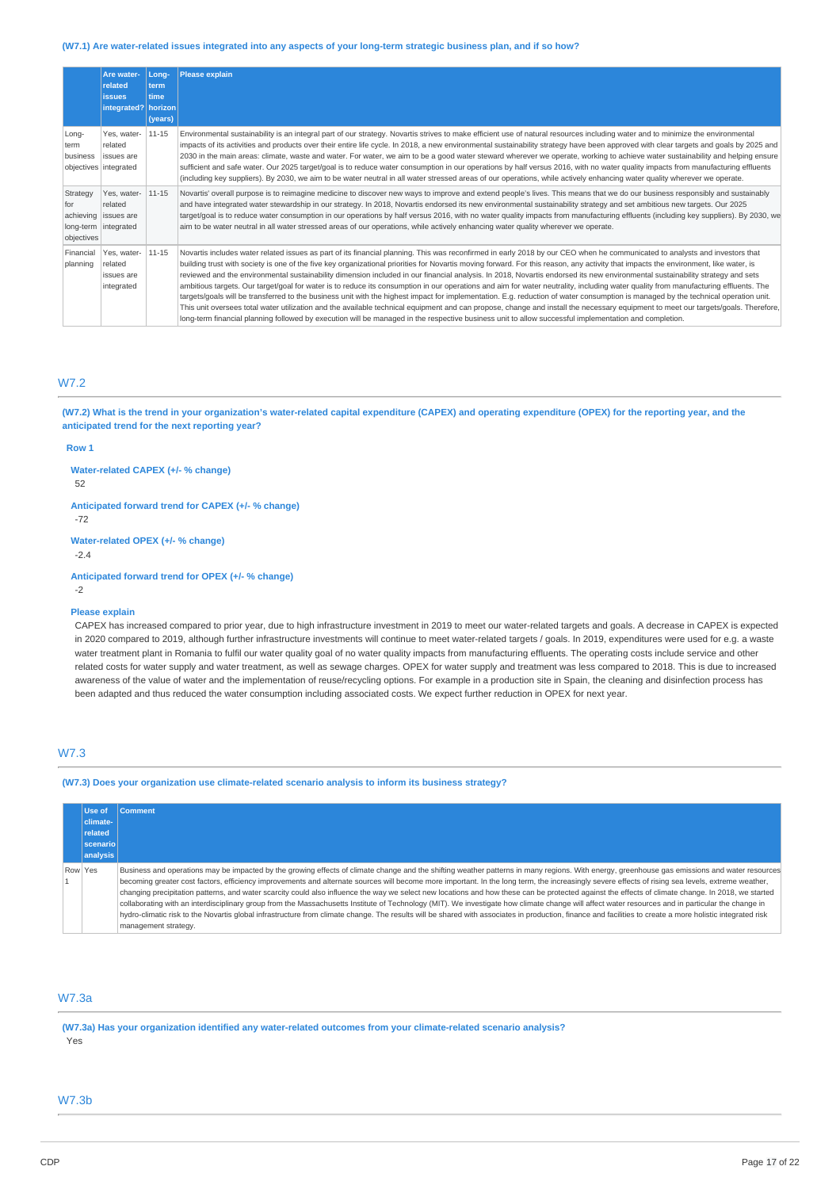**(W7.1) Are water-related issues integrated into any aspects of your long-term strategic business plan, and if so how?**

| | Are water-related issues integrated? | Long-term time horizon (years) | Please explain |
|---|---|---|---|
| Long-term business objectives | Yes, water-related issues are integrated | 11-15 | Environmental sustainability is an integral part of our strategy. Novartis strives to make efficient use of natural resources including water and to minimize the environmental impacts of its activities and products over their entire life cycle. In 2018, a new environmental sustainability strategy have been approved with clear targets and goals by 2025 and 2030 in the main areas: climate, waste and water. For water, we aim to be a good water steward wherever we operate, working to achieve water sustainability and helping ensure sufficient and safe water. Our 2025 target/goal is to reduce water consumption in our operations by half versus 2016, with no water quality impacts from manufacturing effluents (including key suppliers). By 2030, we aim to be water neutral in all water stressed areas of our operations, while actively enhancing water quality wherever we operate. |
| Strategy for achieving long-term objectives | Yes, water-related issues are integrated | 11-15 | Novartis' overall purpose is to reimagine medicine to discover new ways to improve and extend people's lives. This means that we do our business responsibly and sustainably and have integrated water stewardship in our strategy. In 2018, Novartis endorsed its new environmental sustainability strategy and set ambitious new targets. Our 2025 target/goal is to reduce water consumption in our operations by half versus 2016, with no water quality impacts from manufacturing effluents (including key suppliers). By 2030, we aim to be water neutral in all water stressed areas of our operations, while actively enhancing water quality wherever we operate. |
| Financial planning | Yes, water-related issues are integrated | 11-15 | Novartis includes water related issues as part of its financial planning. This was reconfirmed in early 2018 by our CEO when he communicated to analysts and investors that building trust with society is one of the five key organizational priorities for Novartis moving forward. For this reason, any activity that impacts the environment, like water, is reviewed and the environmental sustainability dimension included in our financial analysis. In 2018, Novartis endorsed its new environmental sustainability strategy and sets ambitious targets. Our target/goal for water is to reduce its consumption in our operations and aim for water neutrality, including water quality from manufacturing effluents. The targets/goals will be transferred to the business unit with the highest impact for implementation. E.g. reduction of water consumption is managed by the technical operation unit. This unit oversees total water utilization and the available technical equipment and can propose, change and install the necessary equipment to meet our targets/goals. Therefore, long-term financial planning followed by execution will be managed in the respective business unit to allow successful implementation and completion. |

## W7.2

**(W7.2) What is the trend in your organization's water-related capital expenditure (CAPEX) and operating expenditure (OPEX) for the reporting year, and the anticipated trend for the next reporting year?**

**Row 1**

**Water-related CAPEX (+/- % change)**
52

**Anticipated forward trend for CAPEX (+/- % change)**
-72

**Water-related OPEX (+/- % change)**
-2.4

**Anticipated forward trend for OPEX (+/- % change)**
-2

**Please explain**
CAPEX has increased compared to prior year, due to high infrastructure investment in 2019 to meet our water-related targets and goals. A decrease in CAPEX is expected in 2020 compared to 2019, although further infrastructure investments will continue to meet water-related targets / goals. In 2019, expenditures were used for e.g. a waste water treatment plant in Romania to fulfil our water quality goal of no water quality impacts from manufacturing effluents. The operating costs include service and other related costs for water supply and water treatment, as well as sewage charges. OPEX for water supply and treatment was less compared to 2018. This is due to increased awareness of the value of water and the implementation of reuse/recycling options. For example in a production site in Spain, the cleaning and disinfection process has been adapted and thus reduced the water consumption including associated costs. We expect further reduction in OPEX for next year.

## W7.3

**(W7.3) Does your organization use climate-related scenario analysis to inform its business strategy?**

| | Use of climate-related scenario analysis | Comment |
|---|---|---|
| Row 1 | Yes | Business and operations may be impacted by the growing effects of climate change and the shifting weather patterns in many regions. With energy, greenhouse gas emissions and water resources becoming greater cost factors, efficiency improvements and alternate sources will become more important. In the long term, the increasingly severe effects of rising sea levels, extreme weather, changing precipitation patterns, and water scarcity could also influence the way we select new locations and how these can be protected against the effects of climate change. In 2018, we started collaborating with an interdisciplinary group from the Massachusetts Institute of Technology (MIT). We investigate how climate change will affect water resources and in particular the change in hydro-climatic risk to the Novartis global infrastructure from climate change. The results will be shared with associates in production, finance and facilities to create a more holistic integrated risk management strategy. |

## W7.3a

**(W7.3a) Has your organization identified any water-related outcomes from your climate-related scenario analysis?**
Yes

## W7.3b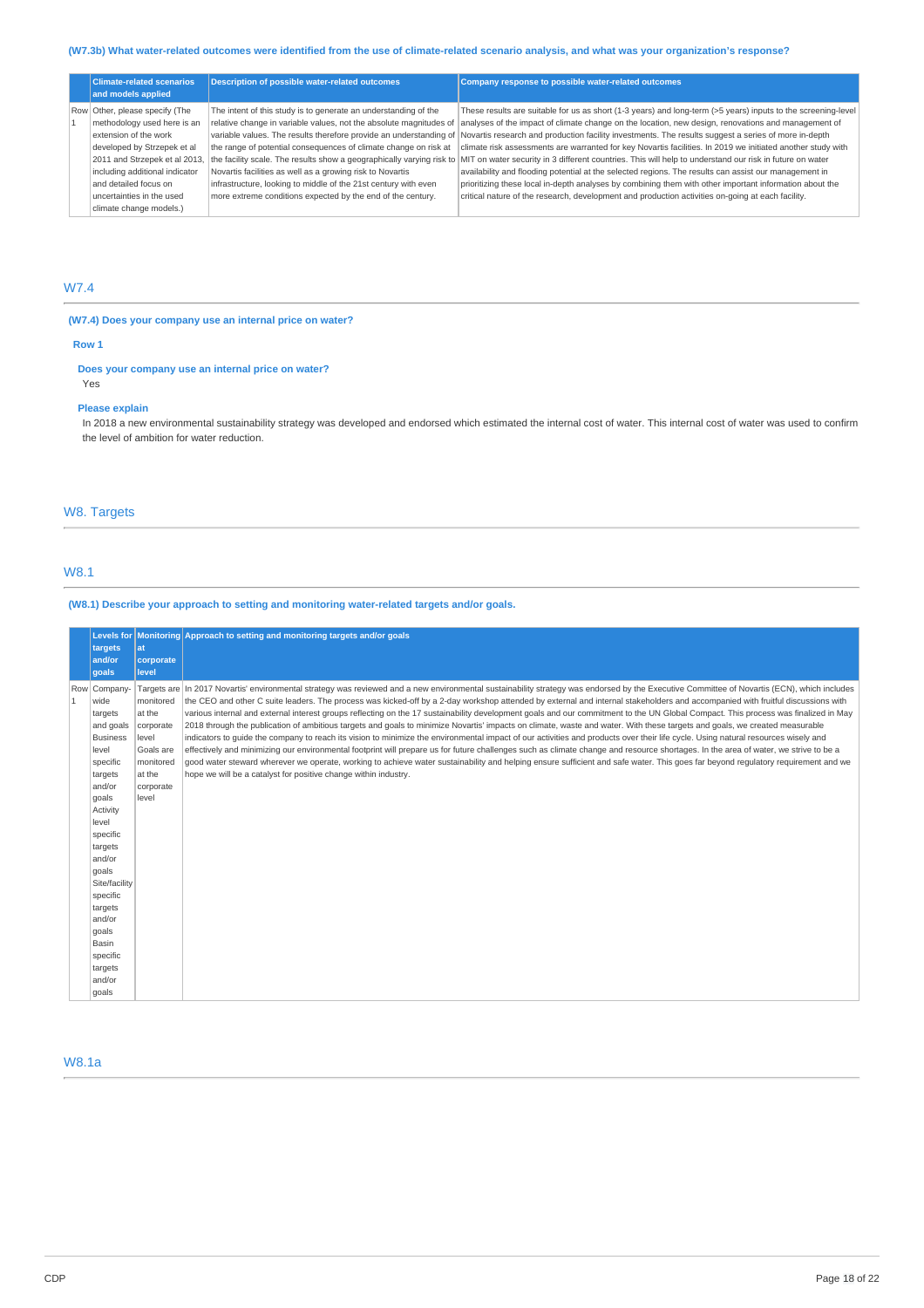### (W7.3b) What water-related outcomes were identified from the use of climate-related scenario analysis, and what was your organization's response?

| | Climate-related scenarios and models applied | Description of possible water-related outcomes | Company response to possible water-related outcomes |
|---|---|---|---|
| Row 1 | Other, please specify (The methodology used here is an extension of the work developed by Strzepek et al 2011 and Strzepek et al 2013, including additional indicator and detailed focus on uncertainties in the used climate change models.) | The intent of this study is to generate an understanding of the relative change in variable values, not the absolute magnitudes of variable values. The results therefore provide an understanding of the range of potential consequences of climate change on risk at the facility scale. The results show a geographically varying risk to Novartis facilities as well as a growing risk to Novartis infrastructure, looking to middle of the 21st century with even more extreme conditions expected by the end of the century. | These results are suitable for us as short (1-3 years) and long-term (>5 years) inputs to the screening-level analyses of the impact of climate change on the location, new design, renovations and management of Novartis research and production facility investments. The results suggest a series of more in-depth climate risk assessments are warranted for key Novartis facilities. In 2019 we initiated another study with MIT on water security in 3 different countries. This will help to understand our risk in future on water availability and flooding potential at the selected regions. The results can assist our management in prioritizing these local in-depth analyses by combining them with other important information about the critical nature of the research, development and production activities on-going at each facility. |

## W7.4

### (W7.4) Does your company use an internal price on water?

**Row 1**

**Does your company use an internal price on water?**

Yes

**Please explain**

In 2018 a new environmental sustainability strategy was developed and endorsed which estimated the internal cost of water. This internal cost of water was used to confirm the level of ambition for water reduction.

# W8. Targets

## W8.1

### (W8.1) Describe your approach to setting and monitoring water-related targets and/or goals.

| | Levels for targets and/or goals | Monitoring at corporate level | Approach to setting and monitoring targets and/or goals |
|---|---|---|---|
| Row 1 | Company-wide targets and goals<br>Business level specific targets and/or goals<br>Activity level specific targets and/or goals<br>Site/facility specific targets and/or goals<br>Basin specific targets and/or goals | Targets are monitored at the corporate level<br>Goals are monitored at the corporate level | In 2017 Novartis' environmental strategy was reviewed and a new environmental sustainability strategy was endorsed by the Executive Committee of Novartis (ECN), which includes the CEO and other C suite leaders. The process was kicked-off by a 2-day workshop attended by external and internal stakeholders and accompanied with fruitful discussions with various internal and external interest groups reflecting on the 17 sustainability development goals and our commitment to the UN Global Compact. This process was finalized in May 2018 through the publication of ambitious targets and goals to minimize Novartis' impacts on climate, waste and water. With these targets and goals, we created measurable indicators to guide the company to reach its vision to minimize the environmental impact of our activities and products over their life cycle. Using natural resources wisely and effectively and minimizing our environmental footprint will prepare us for future challenges such as climate change and resource shortages. In the area of water, we strive to be a good water steward wherever we operate, working to achieve water sustainability and helping ensure sufficient and safe water. This goes far beyond regulatory requirement and we hope we will be a catalyst for positive change within industry. |

## W8.1a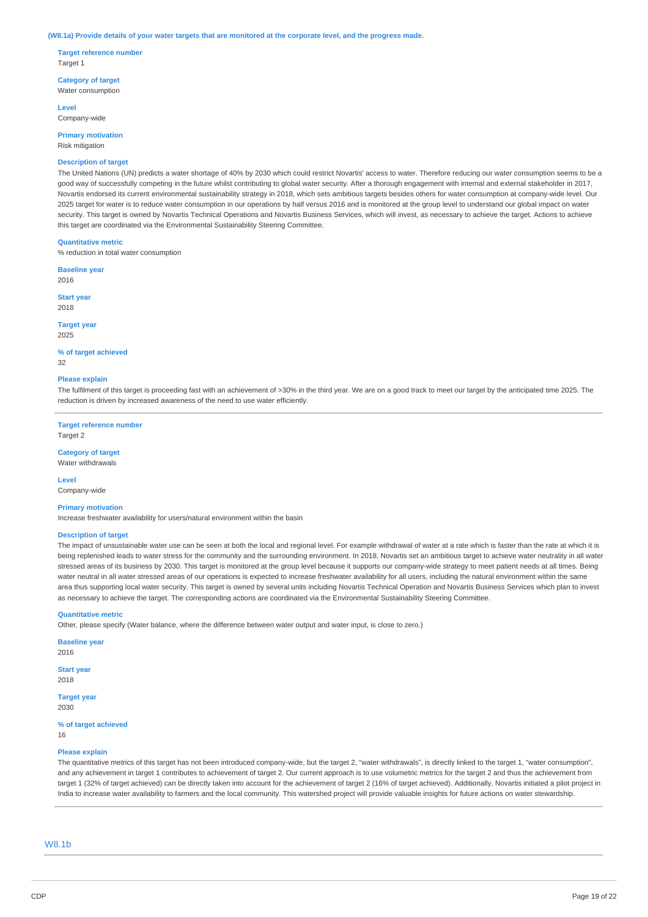**(W8.1a) Provide details of your water targets that are monitored at the corporate level, and the progress made.**

**Target reference number**
Target 1

**Category of target**
Water consumption

**Level**
Company-wide

**Primary motivation**
Risk mitigation

**Description of target**
The United Nations (UN) predicts a water shortage of 40% by 2030 which could restrict Novartis' access to water. Therefore reducing our water consumption seems to be a good way of successfully competing in the future whilst contributing to global water security. After a thorough engagement with internal and external stakeholder in 2017, Novartis endorsed its current environmental sustainability strategy in 2018, which sets ambitious targets besides others for water consumption at company-wide level. Our 2025 target for water is to reduce water consumption in our operations by half versus 2016 and is monitored at the group level to understand our global impact on water security. This target is owned by Novartis Technical Operations and Novartis Business Services, which will invest, as necessary to achieve the target. Actions to achieve this target are coordinated via the Environmental Sustainability Steering Committee.

**Quantitative metric**
% reduction in total water consumption

**Baseline year**
2016

**Start year**
2018

**Target year**
2025

**% of target achieved**
32

**Please explain**
The fulfilment of this target is proceeding fast with an achievement of >30% in the third year. We are on a good track to meet our target by the anticipated time 2025. The reduction is driven by increased awareness of the need to use water efficiently.

---

**Target reference number**
Target 2

**Category of target**
Water withdrawals

**Level**
Company-wide

**Primary motivation**
Increase freshwater availability for users/natural environment within the basin

**Description of target**
The impact of unsustainable water use can be seen at both the local and regional level. For example withdrawal of water at a rate which is faster than the rate at which it is being replenished leads to water stress for the community and the surrounding environment. In 2018, Novartis set an ambitious target to achieve water neutrality in all water stressed areas of its business by 2030. This target is monitored at the group level because it supports our company-wide strategy to meet patient needs at all times. Being water neutral in all water stressed areas of our operations is expected to increase freshwater availability for all users, including the natural environment within the same area thus supporting local water security. This target is owned by several units including Novartis Technical Operation and Novartis Business Services which plan to invest as necessary to achieve the target. The corresponding actions are coordinated via the Environmental Sustainability Steering Committee.

**Quantitative metric**
Other, please specify (Water balance, where the difference between water output and water input, is close to zero.)

**Baseline year**
2016

**Start year**
2018

**Target year**
2030

**% of target achieved**
16

**Please explain**
The quantitative metrics of this target has not been introduced company-wide, but the target 2, "water withdrawals", is directly linked to the target 1, "water consumption", and any achievement in target 1 contributes to achievement of target 2. Our current approach is to use volumetric metrics for the target 2 and thus the achievement from target 1 (32% of target achieved) can be directly taken into account for the achievement of target 2 (16% of target achieved). Additionally, Novartis initiated a pilot project in India to increase water availability to farmers and the local community. This watershed project will provide valuable insights for future actions on water stewardship.

---

## W8.1b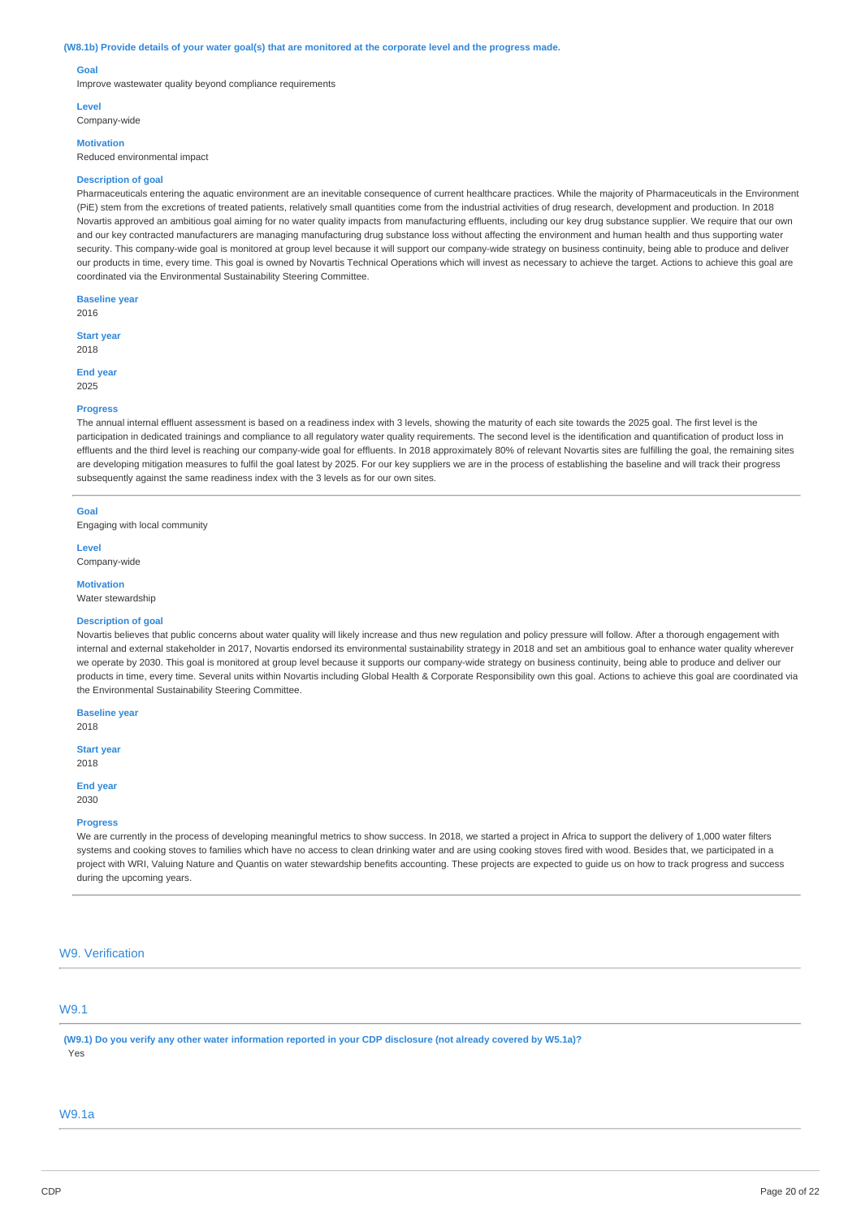**(W8.1b) Provide details of your water goal(s) that are monitored at the corporate level and the progress made.**

**Goal**
Improve wastewater quality beyond compliance requirements

**Level**
Company-wide

**Motivation**
Reduced environmental impact

**Description of goal**
Pharmaceuticals entering the aquatic environment are an inevitable consequence of current healthcare practices. While the majority of Pharmaceuticals in the Environment (PiE) stem from the excretions of treated patients, relatively small quantities come from the industrial activities of drug research, development and production. In 2018 Novartis approved an ambitious goal aiming for no water quality impacts from manufacturing effluents, including our key drug substance supplier. We require that our own and our key contracted manufacturers are managing manufacturing drug substance loss without affecting the environment and human health and thus supporting water security. This company-wide goal is monitored at group level because it will support our company-wide strategy on business continuity, being able to produce and deliver our products in time, every time. This goal is owned by Novartis Technical Operations which will invest as necessary to achieve the target. Actions to achieve this goal are coordinated via the Environmental Sustainability Steering Committee.

**Baseline year**
2016

**Start year**
2018

**End year**
2025

**Progress**
The annual internal effluent assessment is based on a readiness index with 3 levels, showing the maturity of each site towards the 2025 goal. The first level is the participation in dedicated trainings and compliance to all regulatory water quality requirements. The second level is the identification and quantification of product loss in effluents and the third level is reaching our company-wide goal for effluents. In 2018 approximately 80% of relevant Novartis sites are fulfilling the goal, the remaining sites are developing mitigation measures to fulfil the goal latest by 2025. For our key suppliers we are in the process of establishing the baseline and will track their progress subsequently against the same readiness index with the 3 levels as for our own sites.

---

**Goal**
Engaging with local community

**Level**
Company-wide

**Motivation**
Water stewardship

**Description of goal**
Novartis believes that public concerns about water quality will likely increase and thus new regulation and policy pressure will follow. After a thorough engagement with internal and external stakeholder in 2017, Novartis endorsed its environmental sustainability strategy in 2018 and set an ambitious goal to enhance water quality wherever we operate by 2030. This goal is monitored at group level because it supports our company-wide strategy on business continuity, being able to produce and deliver our products in time, every time. Several units within Novartis including Global Health & Corporate Responsibility own this goal. Actions to achieve this goal are coordinated via the Environmental Sustainability Steering Committee.

**Baseline year**
2018

**Start year**
2018

**End year**
2030

**Progress**
We are currently in the process of developing meaningful metrics to show success. In 2018, we started a project in Africa to support the delivery of 1,000 water filters systems and cooking stoves to families which have no access to clean drinking water and are using cooking stoves fired with wood. Besides that, we participated in a project with WRI, Valuing Nature and Quantis on water stewardship benefits accounting. These projects are expected to guide us on how to track progress and success during the upcoming years.

---

## W9. Verification

### W9.1

**(W9.1) Do you verify any other water information reported in your CDP disclosure (not already covered by W5.1a)?**
Yes

### W9.1a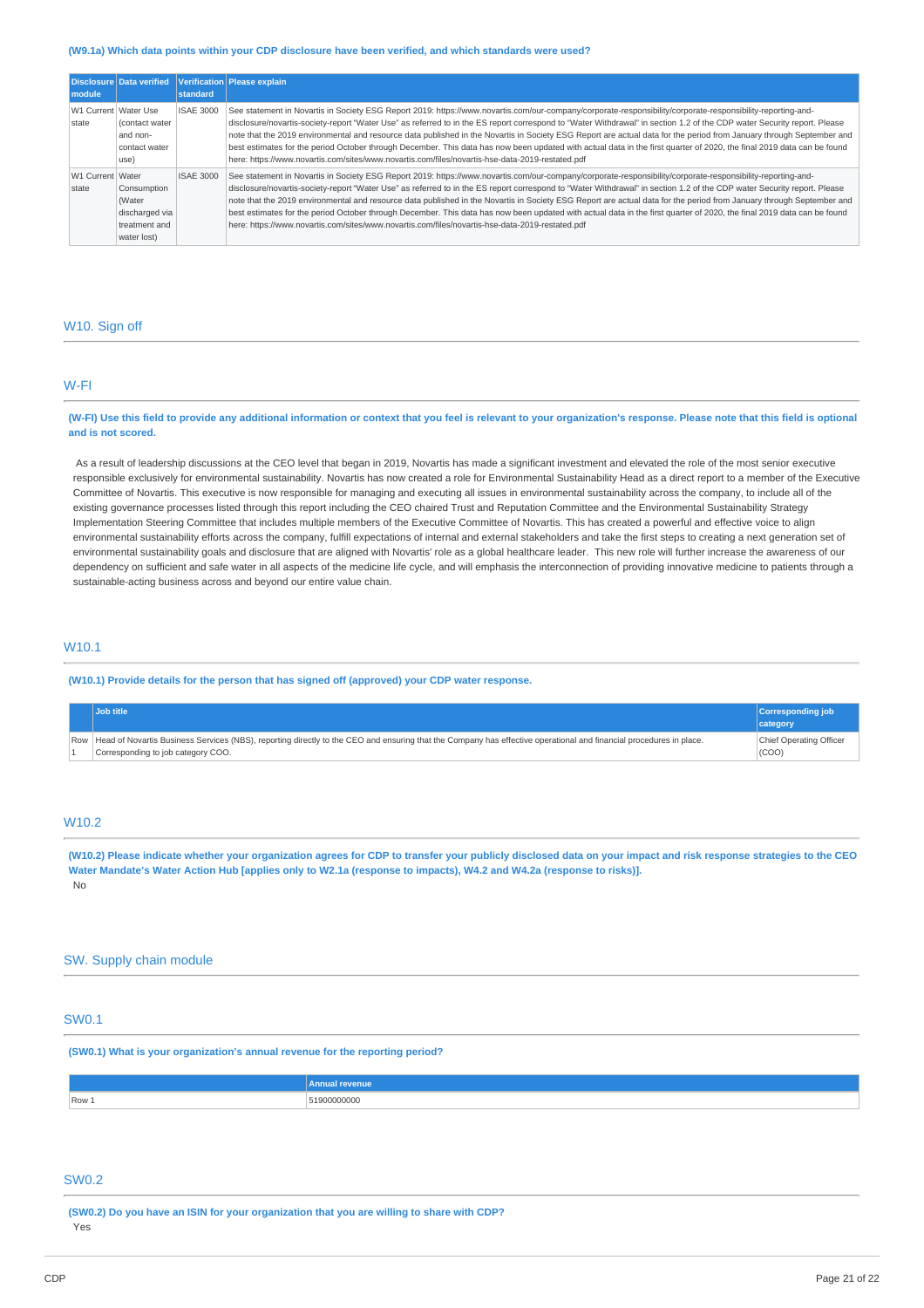**(W9.1a) Which data points within your CDP disclosure have been verified, and which standards were used?**

| Disclosure module | Data verified | Verification standard | Please explain |
|---|---|---|---|
| W1 Current state | Water Use (contact water and non-contact water use) | ISAE 3000 | See statement in Novartis in Society ESG Report 2019: https://www.novartis.com/our-company/corporate-responsibility/corporate-responsibility-reporting-and-disclosure/novartis-society-report "Water Use" as referred to in the ES report correspond to "Water Withdrawal" in section 1.2 of the CDP water Security report. Please note that the 2019 environmental and resource data published in the Novartis in Society ESG Report are actual data for the period from January through September and best estimates for the period October through December. This data has now been updated with actual data in the first quarter of 2020, the final 2019 data can be found here: https://www.novartis.com/sites/www.novartis.com/files/novartis-hse-data-2019-restated.pdf |
| W1 Current state | Water Consumption (Water discharged via treatment and water lost) | ISAE 3000 | See statement in Novartis in Society ESG Report 2019: https://www.novartis.com/our-company/corporate-responsibility/corporate-responsibility-reporting-and-disclosure/novartis-society-report "Water Use" as referred to in the ES report correspond to "Water Withdrawal" in section 1.2 of the CDP water Security report. Please note that the 2019 environmental and resource data published in the Novartis in Society ESG Report are actual data for the period from January through September and best estimates for the period October through December. This data has now been updated with actual data in the first quarter of 2020, the final 2019 data can be found here: https://www.novartis.com/sites/www.novartis.com/files/novartis-hse-data-2019-restated.pdf |

## W10. Sign off

### W-FI

**(W-FI) Use this field to provide any additional information or context that you feel is relevant to your organization's response. Please note that this field is optional and is not scored.**

As a result of leadership discussions at the CEO level that began in 2019, Novartis has made a significant investment and elevated the role of the most senior executive responsible exclusively for environmental sustainability. Novartis has now created a role for Environmental Sustainability Head as a direct report to a member of the Executive Committee of Novartis. This executive is now responsible for managing and executing all issues in environmental sustainability across the company, to include all of the existing governance processes listed through this report including the CEO chaired Trust and Reputation Committee and the Environmental Sustainability Strategy Implementation Steering Committee that includes multiple members of the Executive Committee of Novartis. This has created a powerful and effective voice to align environmental sustainability efforts across the company, fulfill expectations of internal and external stakeholders and take the first steps to creating a next generation set of environmental sustainability goals and disclosure that are aligned with Novartis' role as a global healthcare leader. This new role will further increase the awareness of our dependency on sufficient and safe water in all aspects of the medicine life cycle, and will emphasis the interconnection of providing innovative medicine to patients through a sustainable-acting business across and beyond our entire value chain.

### W10.1

**(W10.1) Provide details for the person that has signed off (approved) your CDP water response.**

| | Job title | Corresponding job category |
|---|---|---|
| Row 1 | Head of Novartis Business Services (NBS), reporting directly to the CEO and ensuring that the Company has effective operational and financial procedures in place. Corresponding to job category COO. | Chief Operating Officer (COO) |

### W10.2

**(W10.2) Please indicate whether your organization agrees for CDP to transfer your publicly disclosed data on your impact and risk response strategies to the CEO Water Mandate's Water Action Hub [applies only to W2.1a (response to impacts), W4.2 and W4.2a (response to risks)].**

No

## SW. Supply chain module

### SW0.1

**(SW0.1) What is your organization's annual revenue for the reporting period?**

| | Annual revenue |
|---|---|
| Row 1 | 51900000000 |

### SW0.2

**(SW0.2) Do you have an ISIN for your organization that you are willing to share with CDP?**

Yes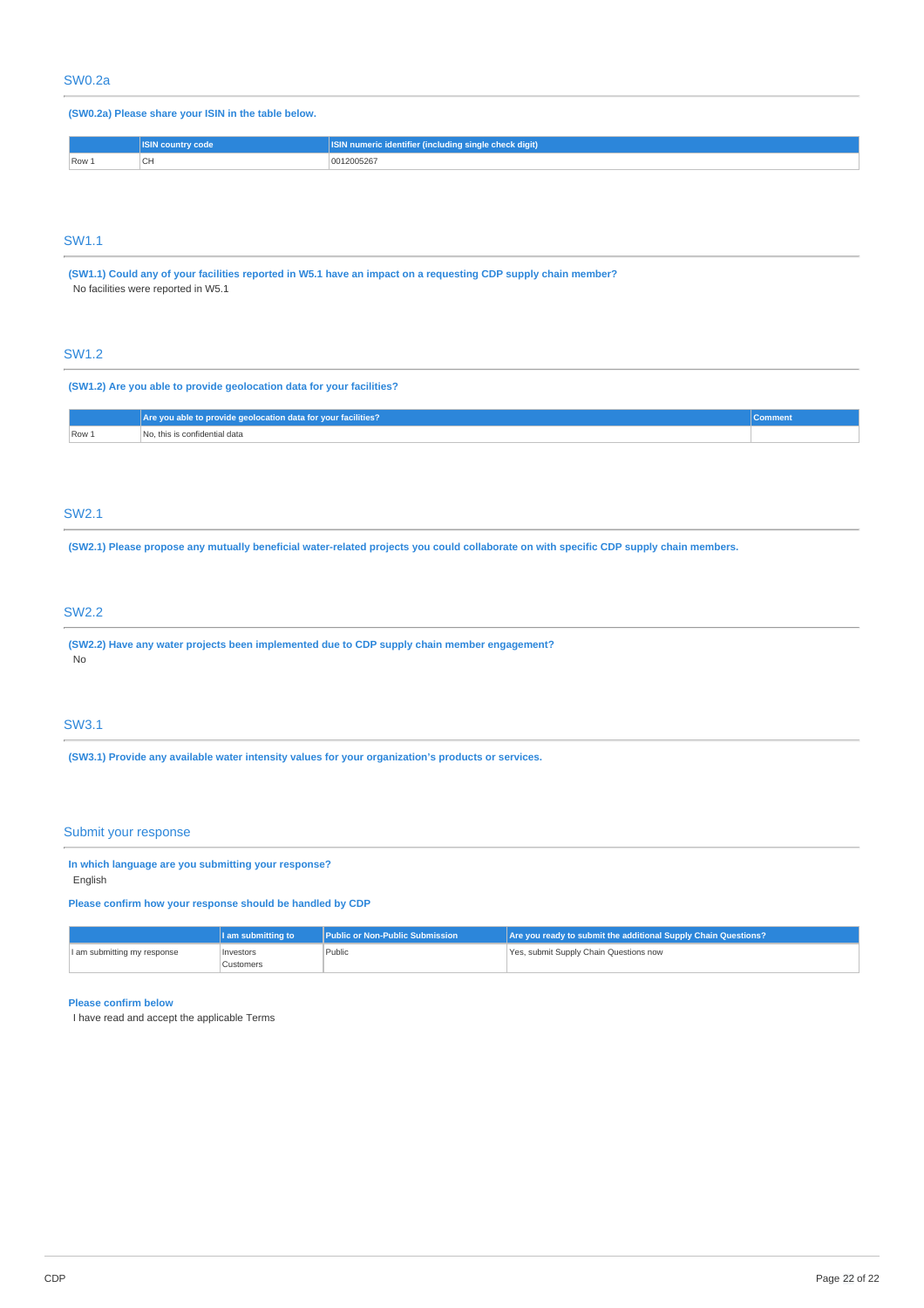## SW0.2a

**(SW0.2a) Please share your ISIN in the table below.**

| | ISIN country code | ISIN numeric identifier (including single check digit) |
|---|---|---|
| Row 1 | CH | 0012005267 |

## SW1.1

**(SW1.1) Could any of your facilities reported in W5.1 have an impact on a requesting CDP supply chain member?**

No facilities were reported in W5.1

## SW1.2

**(SW1.2) Are you able to provide geolocation data for your facilities?**

| | Are you able to provide geolocation data for your facilities? | Comment |
|---|---|---|
| Row 1 | No, this is confidential data | |

## SW2.1

**(SW2.1) Please propose any mutually beneficial water-related projects you could collaborate on with specific CDP supply chain members.**

## SW2.2

**(SW2.2) Have any water projects been implemented due to CDP supply chain member engagement?**

No

## SW3.1

**(SW3.1) Provide any available water intensity values for your organization's products or services.**

## Submit your response

**In which language are you submitting your response?**

English

**Please confirm how your response should be handled by CDP**

| | I am submitting to | Public or Non-Public Submission | Are you ready to submit the additional Supply Chain Questions? |
|---|---|---|---|
| I am submitting my response | Investors<br>Customers | Public | Yes, submit Supply Chain Questions now |

**Please confirm below**

I have read and accept the applicable Terms